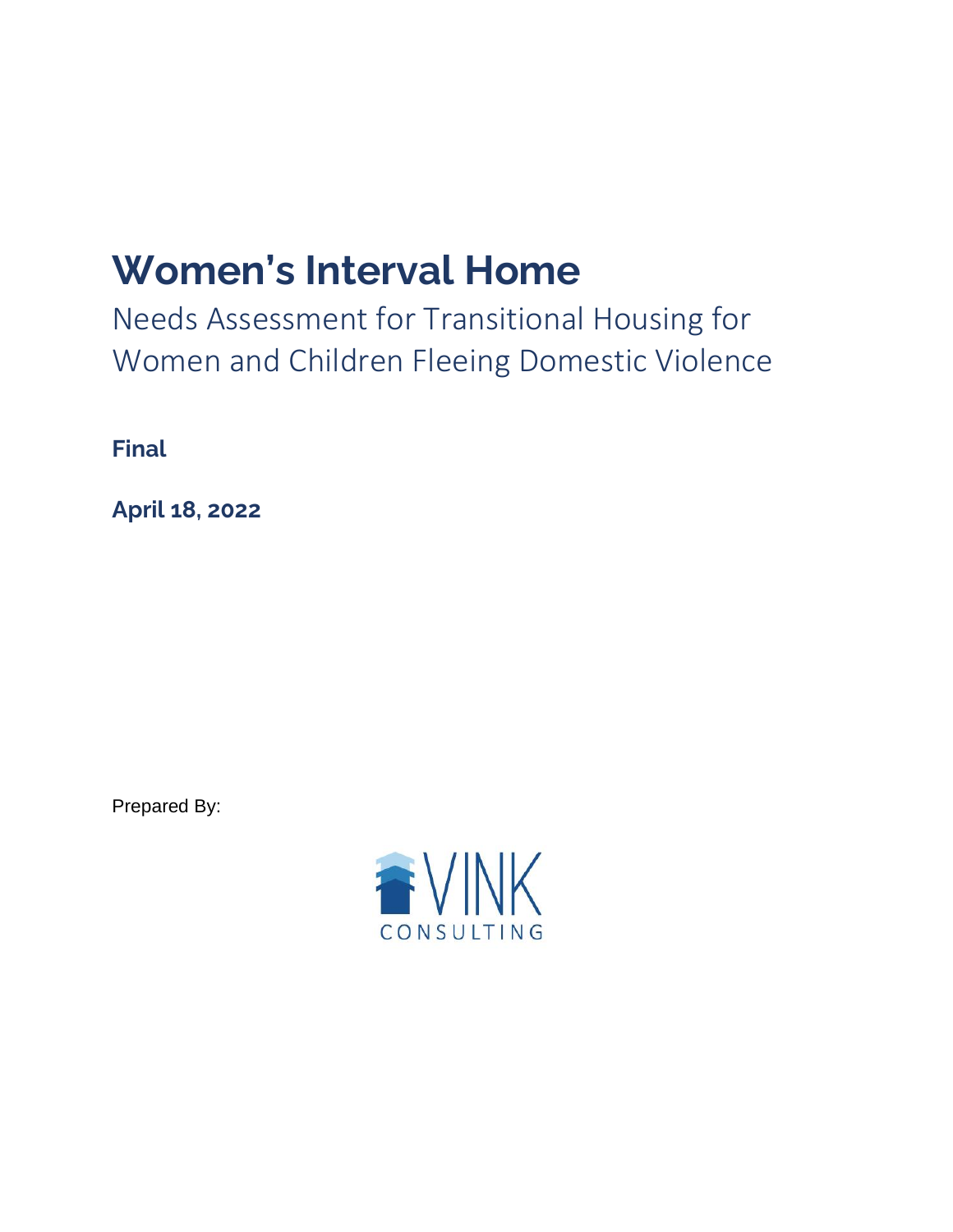# Women's Interval Home

Needs Assessment for Transitional Housing for Women and Children Fleeing Domestic Violence

**Final**

**April 18, 2022**

Prepared By:

VINK CONSULTING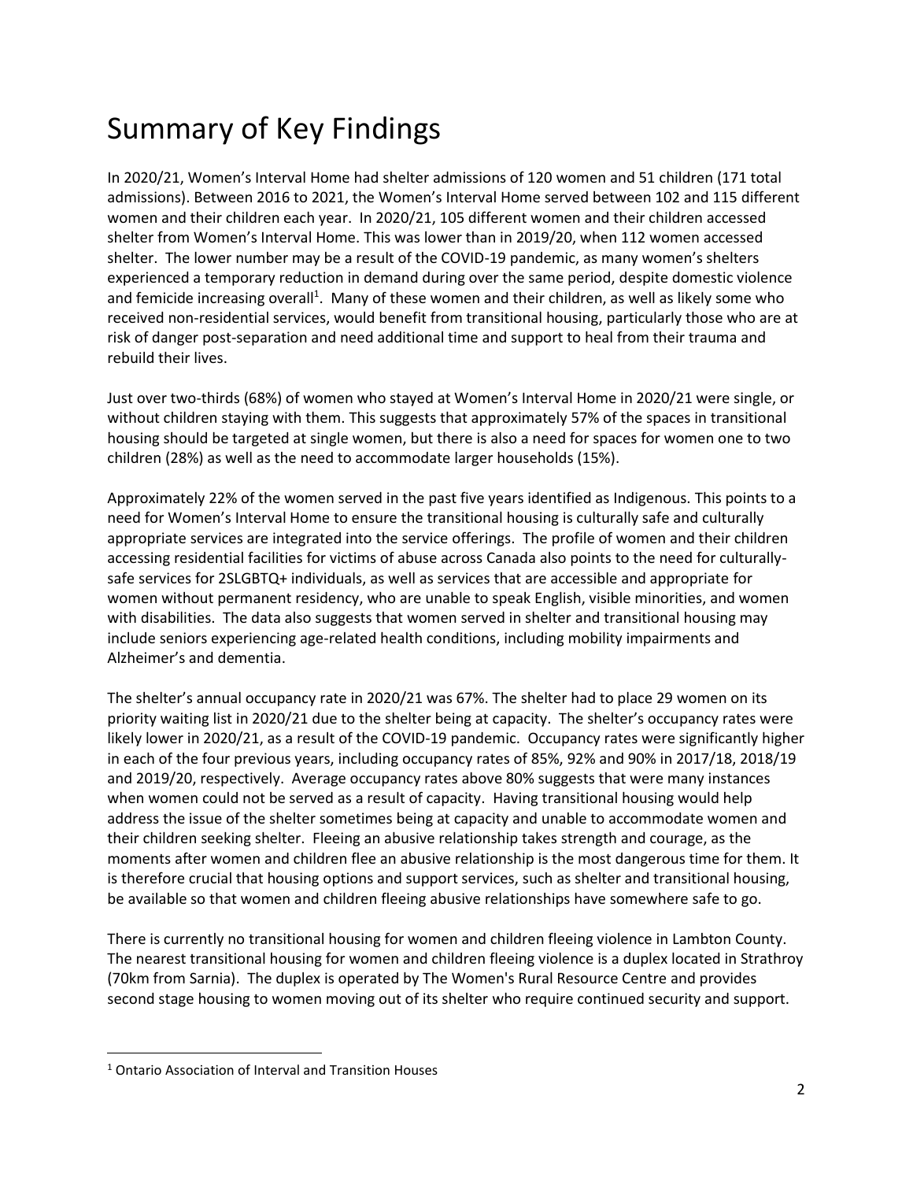# Summary of Key Findings

In 2020/21, Women's Interval Home had shelter admissions of 120 women and 51 children (171 total admissions). Between 2016 to 2021, the Women's Interval Home served between 102 and 115 different women and their children each year. In 2020/21, 105 different women and their children accessed shelter from Women's Interval Home. This was lower than in 2019/20, when 112 women accessed shelter. The lower number may be a result of the COVID-19 pandemic, as many women's shelters experienced a temporary reduction in demand during over the same period, despite domestic violence and femicide increasing overall[1]. Many of these women and their children, as well as likely some who received non-residential services, would benefit from transitional housing, particularly those who are at risk of danger post-separation and need additional time and support to heal from their trauma and rebuild their lives.

Just over two-thirds (68%) of women who stayed at Women's Interval Home in 2020/21 were single, or without children staying with them. This suggests that approximately 57% of the spaces in transitional housing should be targeted at single women, but there is also a need for spaces for women one to two children (28%) as well as the need to accommodate larger households (15%).

Approximately 22% of the women served in the past five years identified as Indigenous. This points to a need for Women's Interval Home to ensure the transitional housing is culturally safe and culturally appropriate services are integrated into the service offerings. The profile of women and their children accessing residential facilities for victims of abuse across Canada also points to the need for culturally-safe services for 2SLGBTQ+ individuals, as well as services that are accessible and appropriate for women without permanent residency, who are unable to speak English, visible minorities, and women with disabilities. The data also suggests that women served in shelter and transitional housing may include seniors experiencing age-related health conditions, including mobility impairments and Alzheimer's and dementia.

The shelter's annual occupancy rate in 2020/21 was 67%. The shelter had to place 29 women on its priority waiting list in 2020/21 due to the shelter being at capacity. The shelter's occupancy rates were likely lower in 2020/21, as a result of the COVID-19 pandemic. Occupancy rates were significantly higher in each of the four previous years, including occupancy rates of 85%, 92% and 90% in 2017/18, 2018/19 and 2019/20, respectively. Average occupancy rates above 80% suggests that were many instances when women could not be served as a result of capacity. Having transitional housing would help address the issue of the shelter sometimes being at capacity and unable to accommodate women and their children seeking shelter. Fleeing an abusive relationship takes strength and courage, as the moments after women and children flee an abusive relationship is the most dangerous time for them. It is therefore crucial that housing options and support services, such as shelter and transitional housing, be available so that women and children fleeing abusive relationships have somewhere safe to go.

There is currently no transitional housing for women and children fleeing violence in Lambton County. The nearest transitional housing for women and children fleeing violence is a duplex located in Strathroy (70km from Sarnia). The duplex is operated by The Women's Rural Resource Centre and provides second stage housing to women moving out of its shelter who require continued security and support.

[1] Ontario Association of Interval and Transition Houses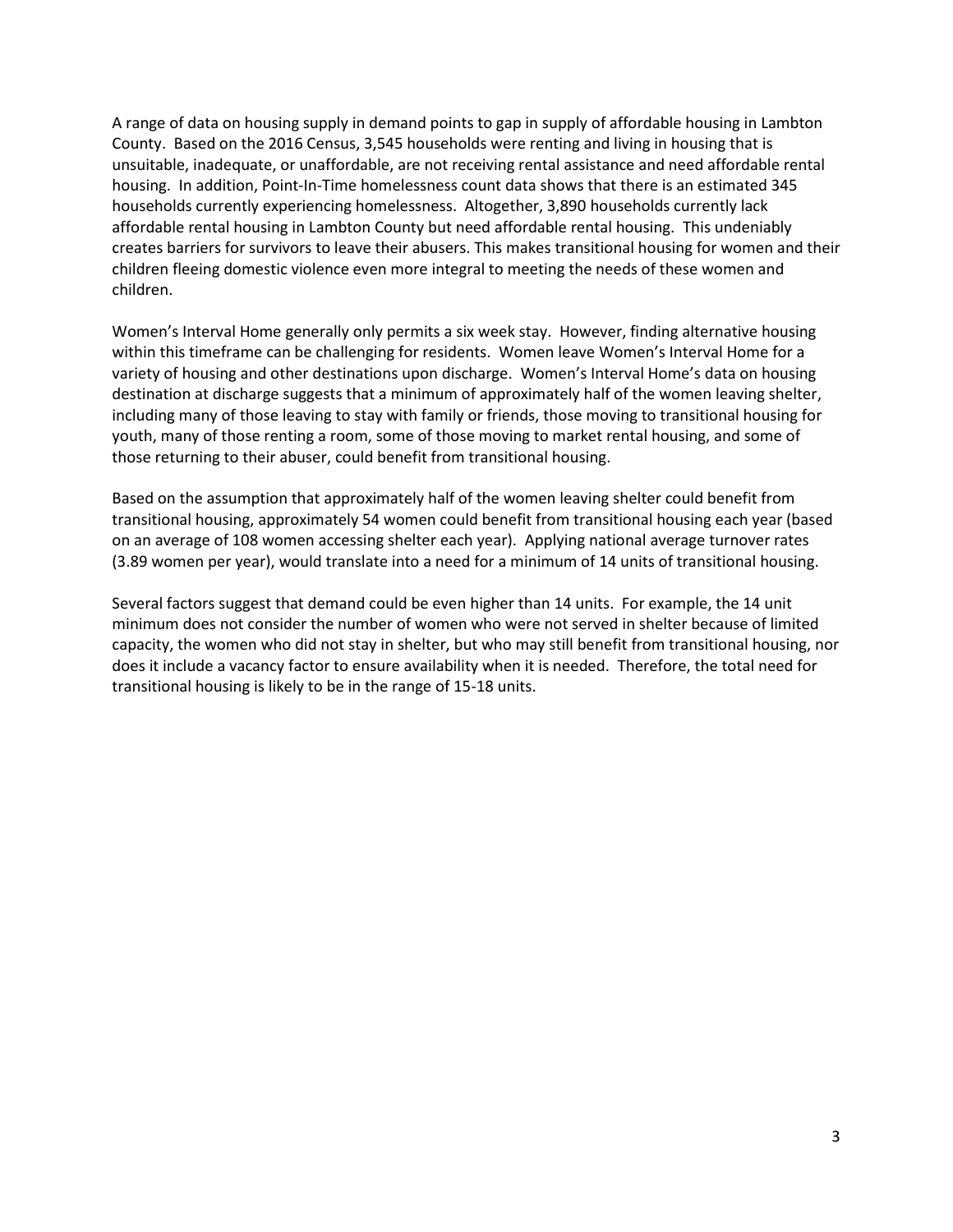A range of data on housing supply in demand points to gap in supply of affordable housing in Lambton County. Based on the 2016 Census, 3,545 households were renting and living in housing that is unsuitable, inadequate, or unaffordable, are not receiving rental assistance and need affordable rental housing. In addition, Point-In-Time homelessness count data shows that there is an estimated 345 households currently experiencing homelessness. Altogether, 3,890 households currently lack affordable rental housing in Lambton County but need affordable rental housing. This undeniably creates barriers for survivors to leave their abusers. This makes transitional housing for women and their children fleeing domestic violence even more integral to meeting the needs of these women and children.

Women's Interval Home generally only permits a six week stay. However, finding alternative housing within this timeframe can be challenging for residents. Women leave Women's Interval Home for a variety of housing and other destinations upon discharge. Women's Interval Home's data on housing destination at discharge suggests that a minimum of approximately half of the women leaving shelter, including many of those leaving to stay with family or friends, those moving to transitional housing for youth, many of those renting a room, some of those moving to market rental housing, and some of those returning to their abuser, could benefit from transitional housing.

Based on the assumption that approximately half of the women leaving shelter could benefit from transitional housing, approximately 54 women could benefit from transitional housing each year (based on an average of 108 women accessing shelter each year). Applying national average turnover rates (3.89 women per year), would translate into a need for a minimum of 14 units of transitional housing.

Several factors suggest that demand could be even higher than 14 units. For example, the 14 unit minimum does not consider the number of women who were not served in shelter because of limited capacity, the women who did not stay in shelter, but who may still benefit from transitional housing, nor does it include a vacancy factor to ensure availability when it is needed. Therefore, the total need for transitional housing is likely to be in the range of 15-18 units.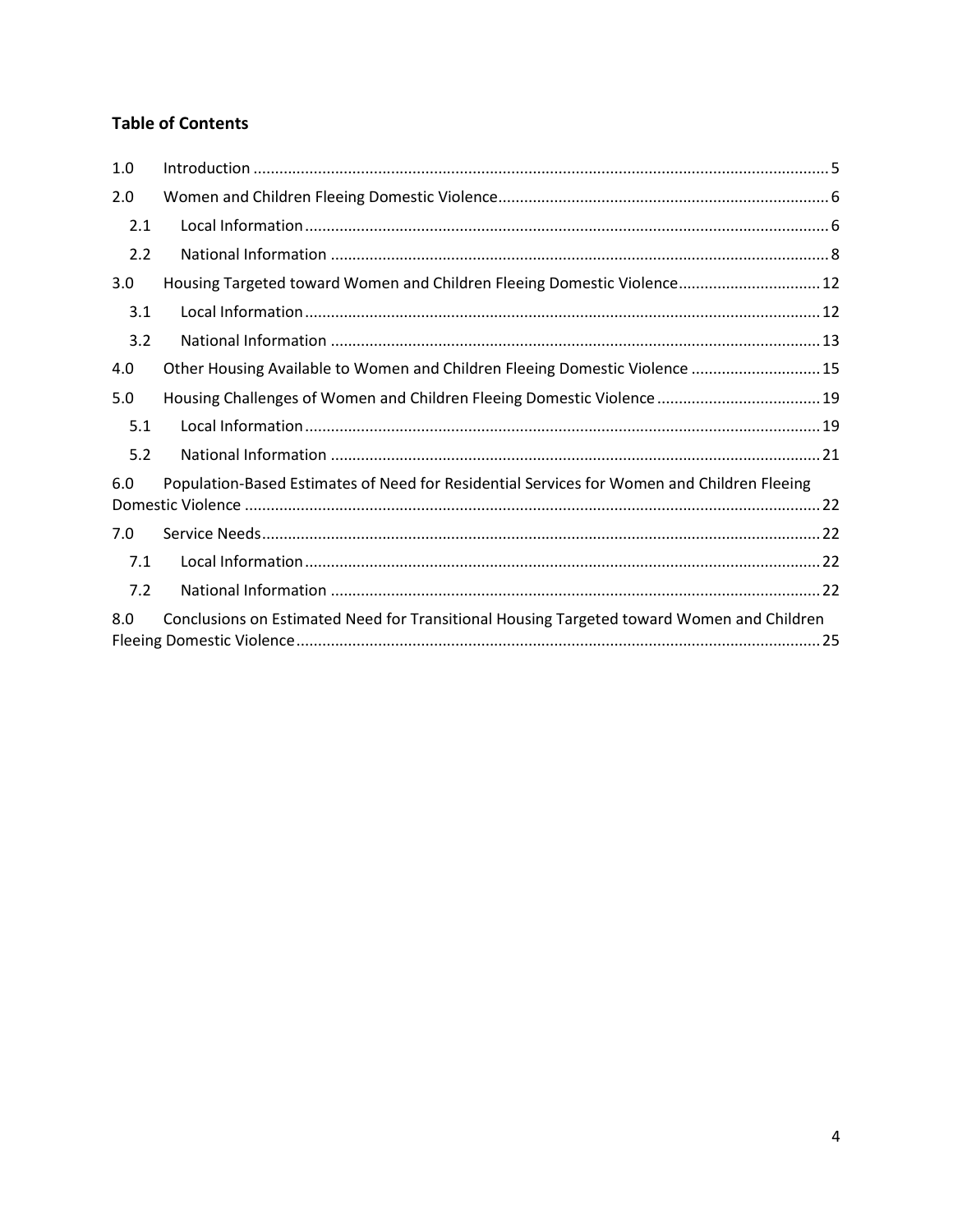## Table of Contents

1.0 Introduction ........................................................................................................................ 5

2.0 Women and Children Fleeing Domestic Violence ........................................................................ 6

   2.1 Local Information ........................................................................................................... 6

   2.2 National Information ...................................................................................................... 8

3.0 Housing Targeted toward Women and Children Fleeing Domestic Violence ................................. 12

   3.1 Local Information ......................................................................................................... 12

   3.2 National Information .................................................................................................... 13

4.0 Other Housing Available to Women and Children Fleeing Domestic Violence .............................. 15

5.0 Housing Challenges of Women and Children Fleeing Domestic Violence ...................................... 19

   5.1 Local Information ......................................................................................................... 19

   5.2 National Information .................................................................................................... 21

6.0 Population-Based Estimates of Need for Residential Services for Women and Children Fleeing Domestic Violence ........................................................................................................ 22

7.0 Service Needs ................................................................................................................... 22

   7.1 Local Information ......................................................................................................... 22

   7.2 National Information .................................................................................................... 22

8.0 Conclusions on Estimated Need for Transitional Housing Targeted toward Women and Children Fleeing Domestic Violence ............................................................................................ 25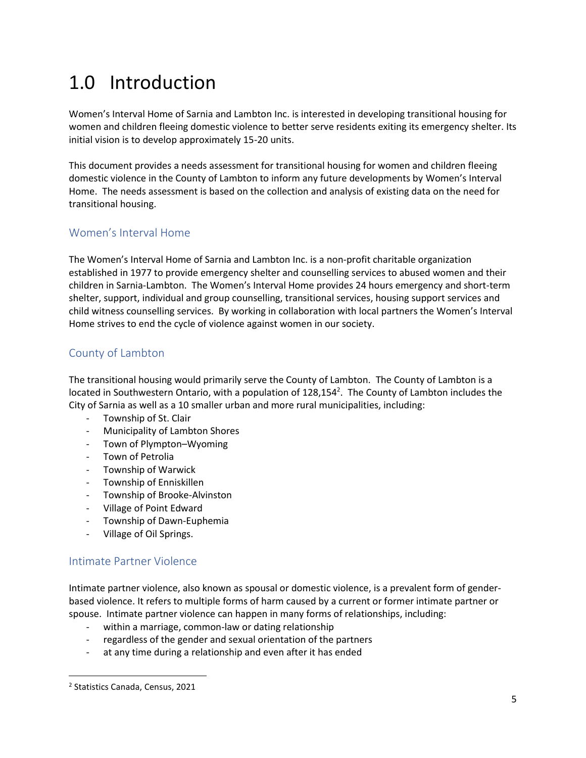# 1.0 Introduction

Women's Interval Home of Sarnia and Lambton Inc. is interested in developing transitional housing for women and children fleeing domestic violence to better serve residents exiting its emergency shelter. Its initial vision is to develop approximately 15-20 units.

This document provides a needs assessment for transitional housing for women and children fleeing domestic violence in the County of Lambton to inform any future developments by Women's Interval Home. The needs assessment is based on the collection and analysis of existing data on the need for transitional housing.

## Women's Interval Home

The Women's Interval Home of Sarnia and Lambton Inc. is a non-profit charitable organization established in 1977 to provide emergency shelter and counselling services to abused women and their children in Sarnia-Lambton. The Women's Interval Home provides 24 hours emergency and short-term shelter, support, individual and group counselling, transitional services, housing support services and child witness counselling services. By working in collaboration with local partners the Women's Interval Home strives to end the cycle of violence against women in our society.

## County of Lambton

The transitional housing would primarily serve the County of Lambton. The County of Lambton is a located in Southwestern Ontario, with a population of 128,154[2]. The County of Lambton includes the City of Sarnia as well as a 10 smaller urban and more rural municipalities, including:

- Township of St. Clair
- Municipality of Lambton Shores
- Town of Plympton–Wyoming
- Town of Petrolia
- Township of Warwick
- Township of Enniskillen
- Township of Brooke-Alvinston
- Village of Point Edward
- Township of Dawn-Euphemia
- Village of Oil Springs.

## Intimate Partner Violence

Intimate partner violence, also known as spousal or domestic violence, is a prevalent form of gender-based violence. It refers to multiple forms of harm caused by a current or former intimate partner or spouse. Intimate partner violence can happen in many forms of relationships, including:

- within a marriage, common-law or dating relationship
- regardless of the gender and sexual orientation of the partners
- at any time during a relationship and even after it has ended

[2] Statistics Canada, Census, 2021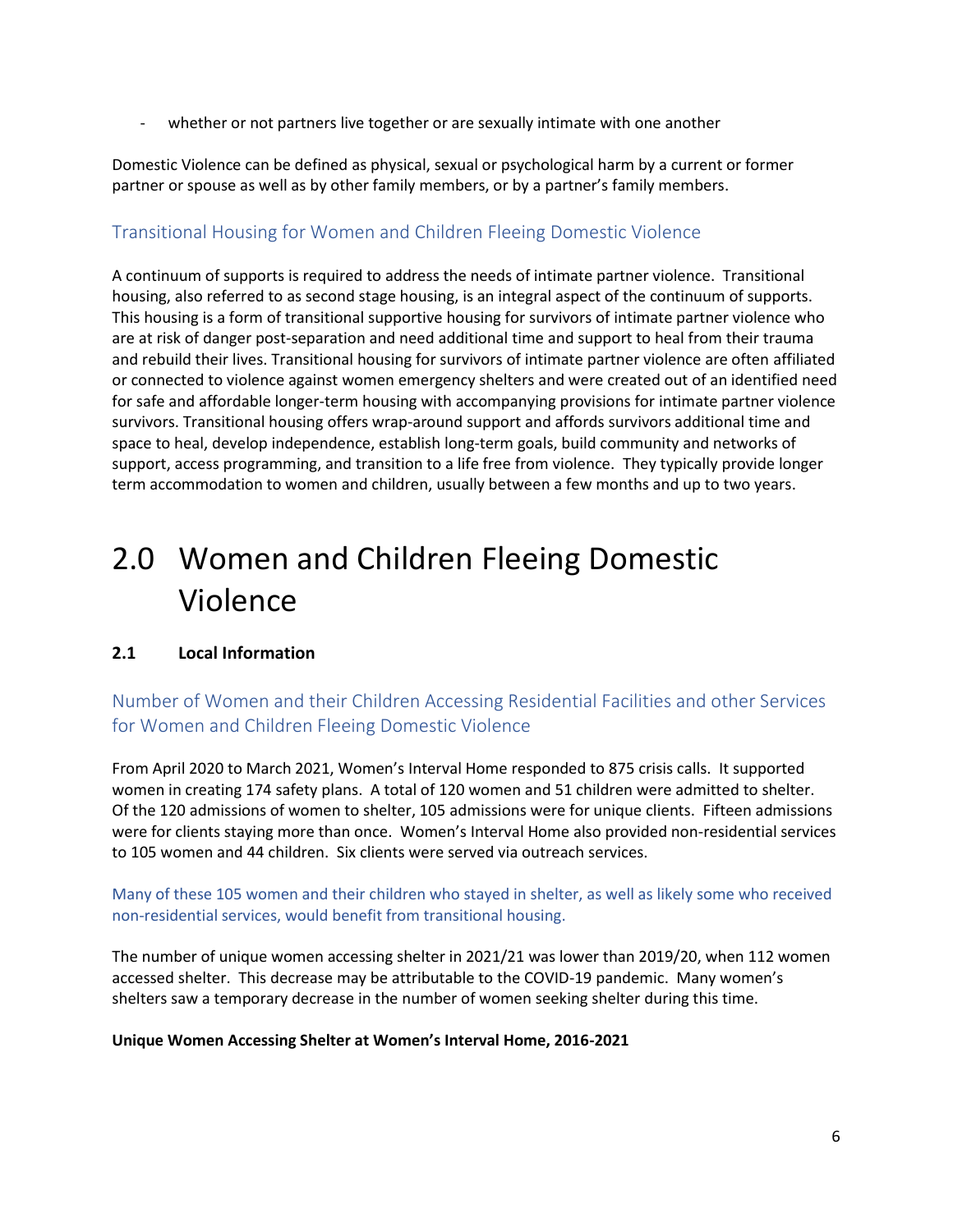- whether or not partners live together or are sexually intimate with one another

Domestic Violence can be defined as physical, sexual or psychological harm by a current or former partner or spouse as well as by other family members, or by a partner's family members.

### Transitional Housing for Women and Children Fleeing Domestic Violence

A continuum of supports is required to address the needs of intimate partner violence. Transitional housing, also referred to as second stage housing, is an integral aspect of the continuum of supports. This housing is a form of transitional supportive housing for survivors of intimate partner violence who are at risk of danger post-separation and need additional time and support to heal from their trauma and rebuild their lives. Transitional housing for survivors of intimate partner violence are often affiliated or connected to violence against women emergency shelters and were created out of an identified need for safe and affordable longer-term housing with accompanying provisions for intimate partner violence survivors. Transitional housing offers wrap-around support and affords survivors additional time and space to heal, develop independence, establish long-term goals, build community and networks of support, access programming, and transition to a life free from violence. They typically provide longer term accommodation to women and children, usually between a few months and up to two years.

# 2.0 Women and Children Fleeing Domestic Violence

## 2.1 Local Information

### Number of Women and their Children Accessing Residential Facilities and other Services for Women and Children Fleeing Domestic Violence

From April 2020 to March 2021, Women's Interval Home responded to 875 crisis calls. It supported women in creating 174 safety plans. A total of 120 women and 51 children were admitted to shelter. Of the 120 admissions of women to shelter, 105 admissions were for unique clients. Fifteen admissions were for clients staying more than once. Women's Interval Home also provided non-residential services to 105 women and 44 children. Six clients were served via outreach services.

Many of these 105 women and their children who stayed in shelter, as well as likely some who received non-residential services, would benefit from transitional housing.

The number of unique women accessing shelter in 2021/21 was lower than 2019/20, when 112 women accessed shelter. This decrease may be attributable to the COVID-19 pandemic. Many women's shelters saw a temporary decrease in the number of women seeking shelter during this time.

**Unique Women Accessing Shelter at Women's Interval Home, 2016-2021**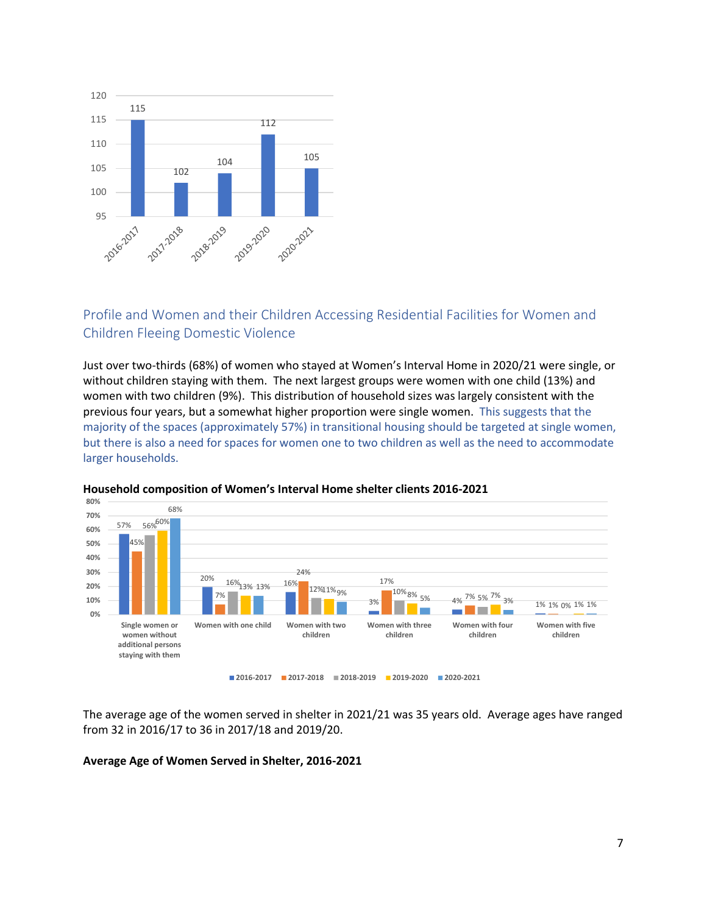| | 2016-2017 | 2017-2018 | 2018-2019 | 2019-2020 | 2020-2021 |
|---|---|---|---|---|---|
| Value | 115 | 102 | 104 | 112 | 105 |

## Profile and Women and their Children Accessing Residential Facilities for Women and Children Fleeing Domestic Violence

Just over two-thirds (68%) of women who stayed at Women's Interval Home in 2020/21 were single, or without children staying with them. The next largest groups were women with one child (13%) and women with two children (9%). This distribution of household sizes was largely consistent with the previous four years, but a somewhat higher proportion were single women. This suggests that the majority of the spaces (approximately 57%) in transitional housing should be targeted at single women, but there is also a need for spaces for women one to two children as well as the need to accommodate larger households.

**Household composition of Women's Interval Home shelter clients 2016-2021**

| | 2016-2017 | 2017-2018 | 2018-2019 | 2019-2020 | 2020-2021 |
|---|---|---|---|---|---|
| Single women or women without additional persons staying with them | 57% | 45% | 56% | 60% | 68% |
| Women with one child | 20% | 7% | 16% | 13% | 13% |
| Women with two children | 16% | 24% | 12% | 11% | 9% |
| Women with three children | 3% | 17% | 10% | 8% | 5% |
| Women with four children | 4% | 7% | 5% | 7% | 3% |
| Women with five children | 1% | 1% | 0% | 1% | 1% |

The average age of the women served in shelter in 2021/21 was 35 years old. Average ages have ranged from 32 in 2016/17 to 36 in 2017/18 and 2019/20.

**Average Age of Women Served in Shelter, 2016-2021**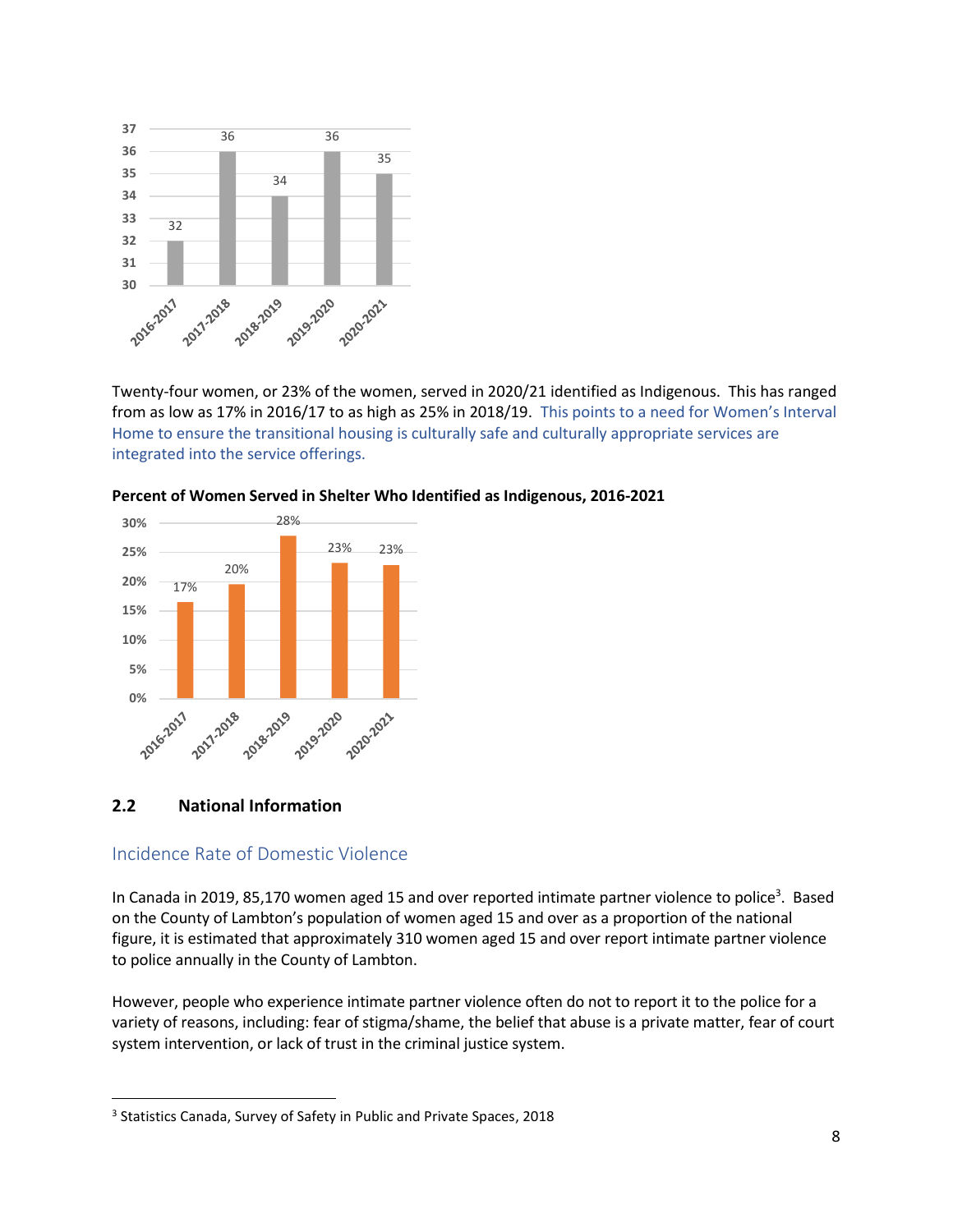| 2016-2017 | 2017-2018 | 2018-2019 | 2019-2020 | 2020-2021 |
|---|---|---|---|---|
| 32 | 36 | 34 | 36 | 35 |

Twenty-four women, or 23% of the women, served in 2020/21 identified as Indigenous. This has ranged from as low as 17% in 2016/17 to as high as 25% in 2018/19. This points to a need for Women's Interval Home to ensure the transitional housing is culturally safe and culturally appropriate services are integrated into the service offerings.

**Percent of Women Served in Shelter Who Identified as Indigenous, 2016-2021**

| 2016-2017 | 2017-2018 | 2018-2019 | 2019-2020 | 2020-2021 |
|---|---|---|---|---|
| 17% | 20% | 28% | 23% | 23% |

## 2.2 National Information

### Incidence Rate of Domestic Violence

In Canada in 2019, 85,170 women aged 15 and over reported intimate partner violence to police[3]. Based on the County of Lambton's population of women aged 15 and over as a proportion of the national figure, it is estimated that approximately 310 women aged 15 and over report intimate partner violence to police annually in the County of Lambton.

However, people who experience intimate partner violence often do not to report it to the police for a variety of reasons, including: fear of stigma/shame, the belief that abuse is a private matter, fear of court system intervention, or lack of trust in the criminal justice system.

[3] Statistics Canada, Survey of Safety in Public and Private Spaces, 2018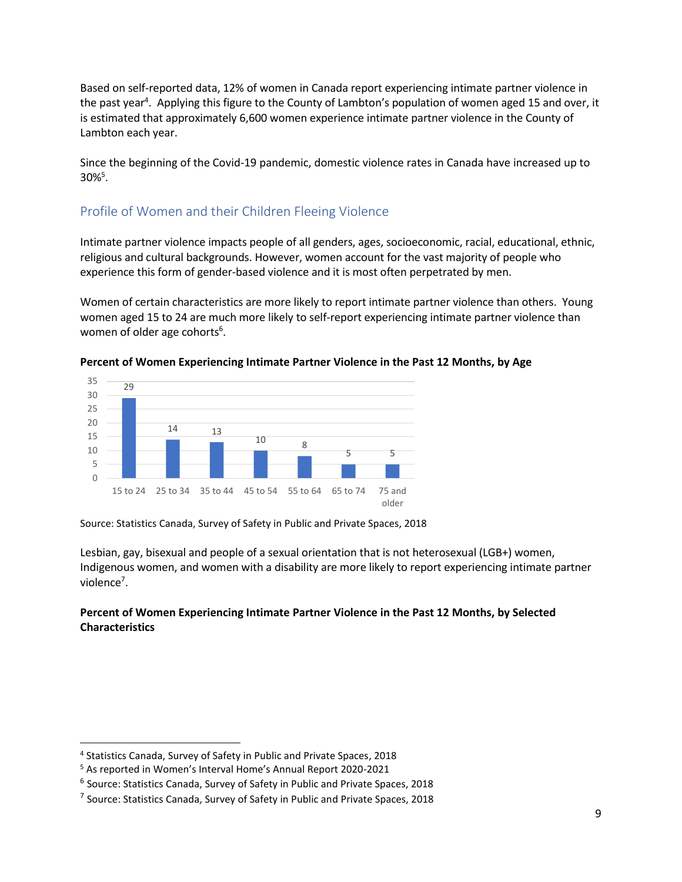Based on self-reported data, 12% of women in Canada report experiencing intimate partner violence in the past year[4]. Applying this figure to the County of Lambton's population of women aged 15 and over, it is estimated that approximately 6,600 women experience intimate partner violence in the County of Lambton each year.

Since the beginning of the Covid-19 pandemic, domestic violence rates in Canada have increased up to 30%[5].

## Profile of Women and their Children Fleeing Violence

Intimate partner violence impacts people of all genders, ages, socioeconomic, racial, educational, ethnic, religious and cultural backgrounds. However, women account for the vast majority of people who experience this form of gender-based violence and it is most often perpetrated by men.

Women of certain characteristics are more likely to report intimate partner violence than others. Young women aged 15 to 24 are much more likely to self-report experiencing intimate partner violence than women of older age cohorts[6].

**Percent of Women Experiencing Intimate Partner Violence in the Past 12 Months, by Age**

| Age | Percent |
|---|---|
| 15 to 24 | 29 |
| 25 to 34 | 14 |
| 35 to 44 | 13 |
| 45 to 54 | 10 |
| 55 to 64 | 8 |
| 65 to 74 | 5 |
| 75 and older | 5 |

Source: Statistics Canada, Survey of Safety in Public and Private Spaces, 2018

Lesbian, gay, bisexual and people of a sexual orientation that is not heterosexual (LGB+) women, Indigenous women, and women with a disability are more likely to report experiencing intimate partner violence[7].

**Percent of Women Experiencing Intimate Partner Violence in the Past 12 Months, by Selected Characteristics**

---

[4] Statistics Canada, Survey of Safety in Public and Private Spaces, 2018

[5] As reported in Women's Interval Home's Annual Report 2020-2021

[6] Source: Statistics Canada, Survey of Safety in Public and Private Spaces, 2018

[7] Source: Statistics Canada, Survey of Safety in Public and Private Spaces, 2018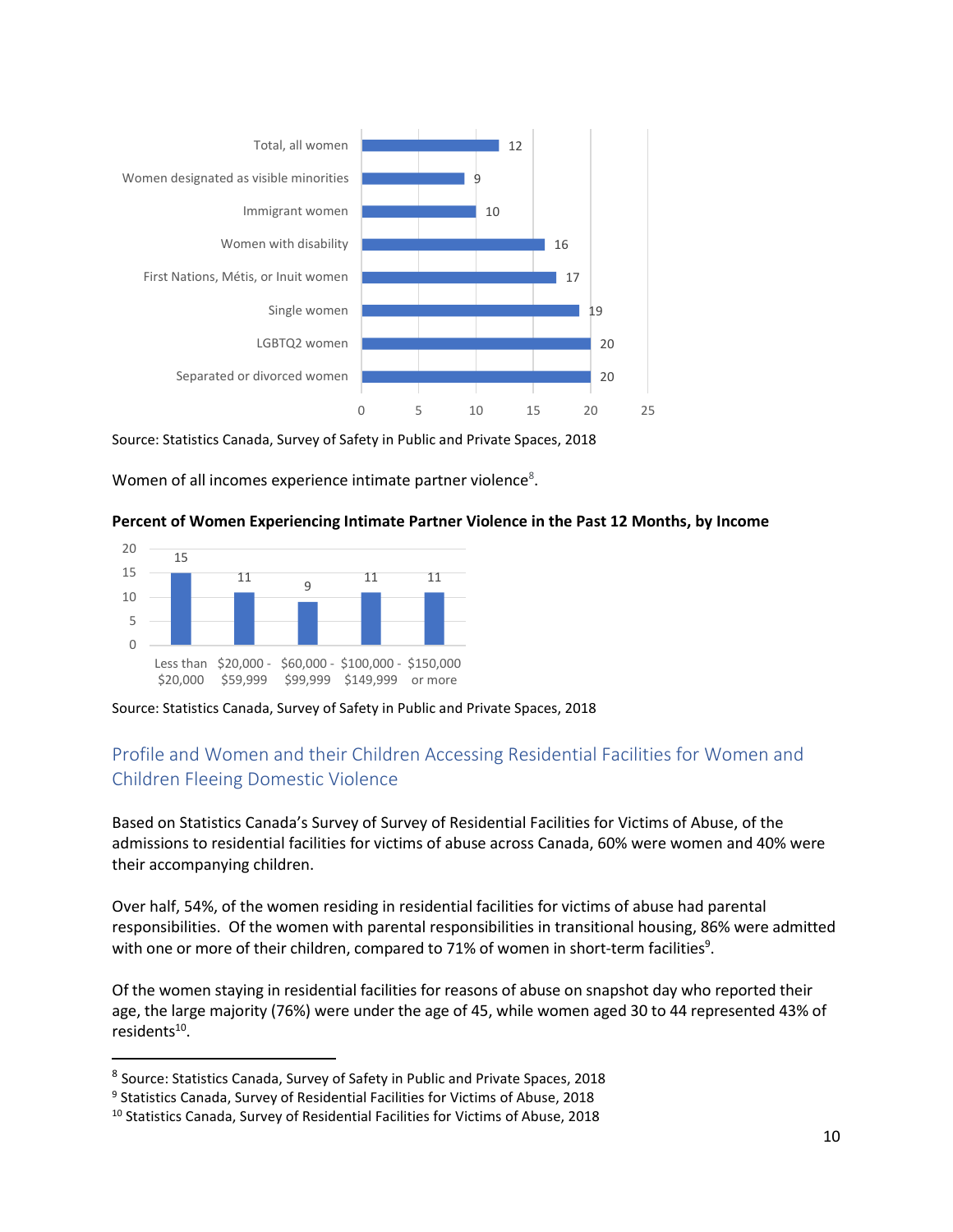| Category | Percent |
| --- | --- |
| Total, all women | 12 |
| Women designated as visible minorities | 9 |
| Immigrant women | 10 |
| Women with disability | 16 |
| First Nations, Métis, or Inuit women | 17 |
| Single women | 19 |
| LGBTQ2 women | 20 |
| Separated or divorced women | 20 |

Source: Statistics Canada, Survey of Safety in Public and Private Spaces, 2018

Women of all incomes experience intimate partner violence[8].

**Percent of Women Experiencing Intimate Partner Violence in the Past 12 Months, by Income**

| Income | Percent |
| --- | --- |
| Less than $20,000 | 15 |
| $20,000 - $59,999 | 11 |
| $60,000 - $99,999 | 9 |
| $100,000 - $149,999 | 11 |
| $150,000 or more | 11 |

Source: Statistics Canada, Survey of Safety in Public and Private Spaces, 2018

## Profile and Women and their Children Accessing Residential Facilities for Women and Children Fleeing Domestic Violence

Based on Statistics Canada's Survey of Survey of Residential Facilities for Victims of Abuse, of the admissions to residential facilities for victims of abuse across Canada, 60% were women and 40% were their accompanying children.

Over half, 54%, of the women residing in residential facilities for victims of abuse had parental responsibilities. Of the women with parental responsibilities in transitional housing, 86% were admitted with one or more of their children, compared to 71% of women in short-term facilities[9].

Of the women staying in residential facilities for reasons of abuse on snapshot day who reported their age, the large majority (76%) were under the age of 45, while women aged 30 to 44 represented 43% of residents[10].

---

[8] Source: Statistics Canada, Survey of Safety in Public and Private Spaces, 2018

[9] Statistics Canada, Survey of Residential Facilities for Victims of Abuse, 2018

[10] Statistics Canada, Survey of Residential Facilities for Victims of Abuse, 2018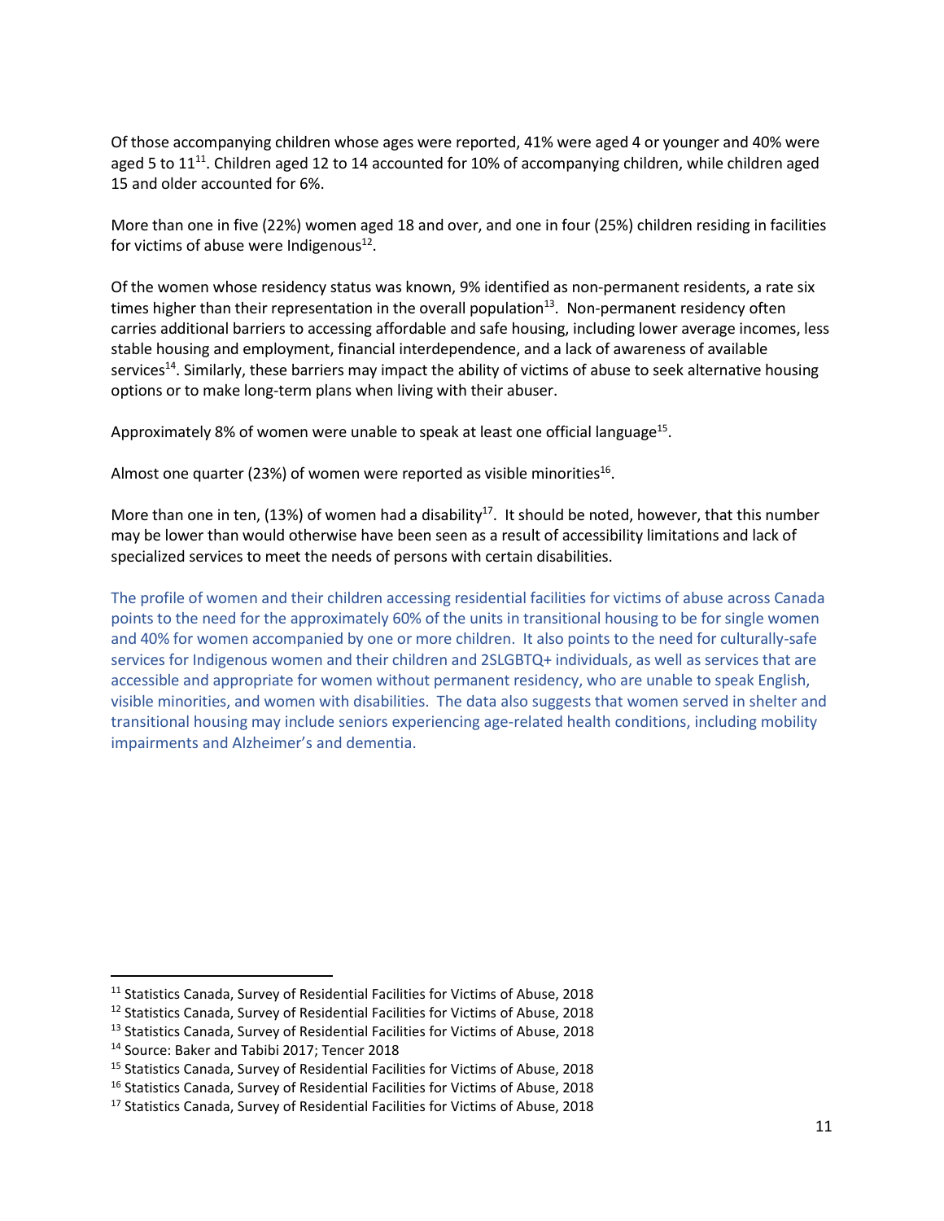Of those accompanying children whose ages were reported, 41% were aged 4 or younger and 40% were aged 5 to 11[11]. Children aged 12 to 14 accounted for 10% of accompanying children, while children aged 15 and older accounted for 6%.

More than one in five (22%) women aged 18 and over, and one in four (25%) children residing in facilities for victims of abuse were Indigenous[12].

Of the women whose residency status was known, 9% identified as non-permanent residents, a rate six times higher than their representation in the overall population[13]. Non-permanent residency often carries additional barriers to accessing affordable and safe housing, including lower average incomes, less stable housing and employment, financial interdependence, and a lack of awareness of available services[14]. Similarly, these barriers may impact the ability of victims of abuse to seek alternative housing options or to make long-term plans when living with their abuser.

Approximately 8% of women were unable to speak at least one official language[15].

Almost one quarter (23%) of women were reported as visible minorities[16].

More than one in ten, (13%) of women had a disability[17]. It should be noted, however, that this number may be lower than would otherwise have been seen as a result of accessibility limitations and lack of specialized services to meet the needs of persons with certain disabilities.

The profile of women and their children accessing residential facilities for victims of abuse across Canada points to the need for the approximately 60% of the units in transitional housing to be for single women and 40% for women accompanied by one or more children. It also points to the need for culturally-safe services for Indigenous women and their children and 2SLGBTQ+ individuals, as well as services that are accessible and appropriate for women without permanent residency, who are unable to speak English, visible minorities, and women with disabilities. The data also suggests that women served in shelter and transitional housing may include seniors experiencing age-related health conditions, including mobility impairments and Alzheimer's and dementia.

---

[11] Statistics Canada, Survey of Residential Facilities for Victims of Abuse, 2018

[12] Statistics Canada, Survey of Residential Facilities for Victims of Abuse, 2018

[13] Statistics Canada, Survey of Residential Facilities for Victims of Abuse, 2018

[14] Source: Baker and Tabibi 2017; Tencer 2018

[15] Statistics Canada, Survey of Residential Facilities for Victims of Abuse, 2018

[16] Statistics Canada, Survey of Residential Facilities for Victims of Abuse, 2018

[17] Statistics Canada, Survey of Residential Facilities for Victims of Abuse, 2018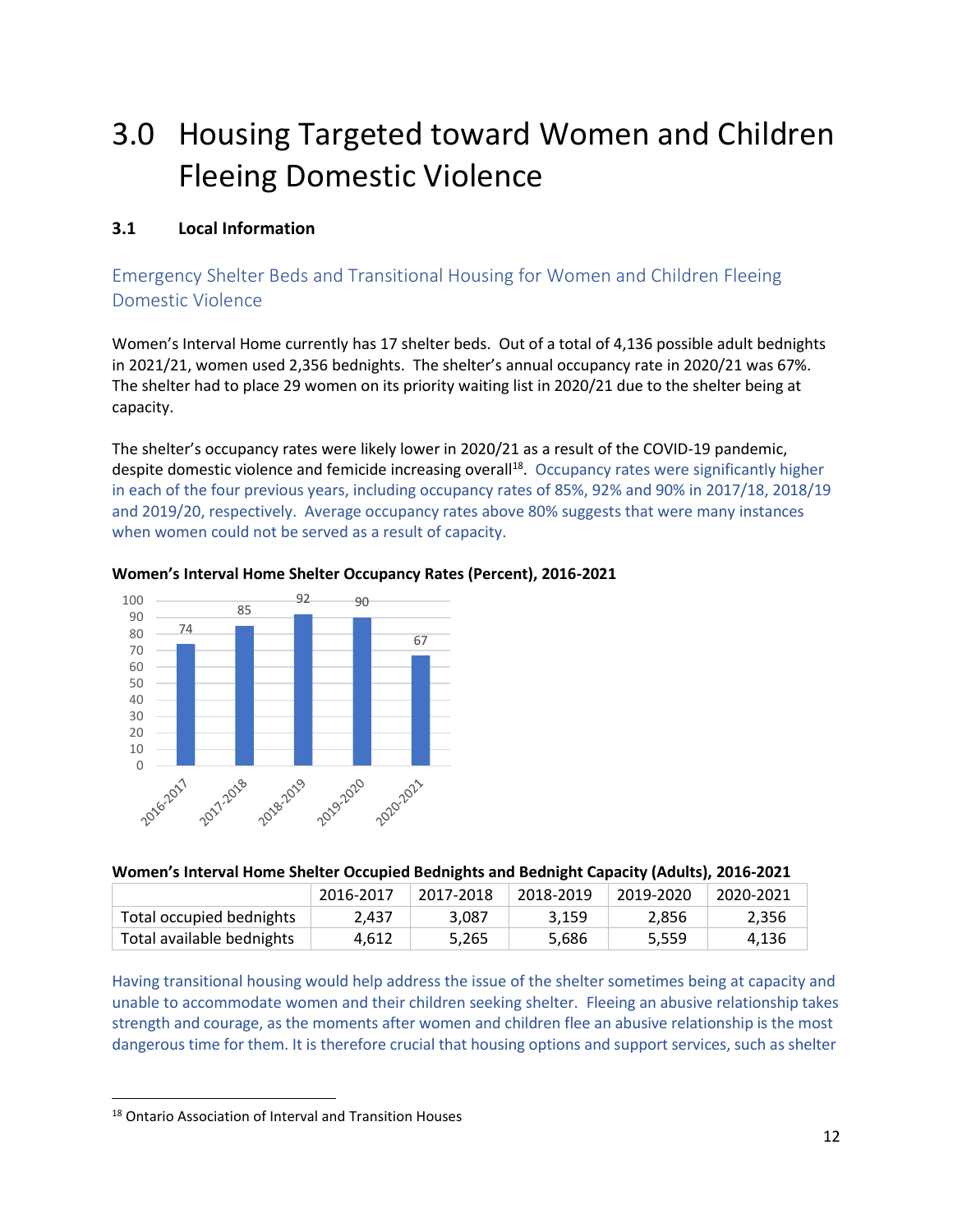# 3.0 Housing Targeted toward Women and Children Fleeing Domestic Violence

### 3.1 Local Information

## Emergency Shelter Beds and Transitional Housing for Women and Children Fleeing Domestic Violence

Women's Interval Home currently has 17 shelter beds. Out of a total of 4,136 possible adult bednights in 2021/21, women used 2,356 bednights. The shelter's annual occupancy rate in 2020/21 was 67%. The shelter had to place 29 women on its priority waiting list in 2020/21 due to the shelter being at capacity.

The shelter's occupancy rates were likely lower in 2020/21 as a result of the COVID-19 pandemic, despite domestic violence and femicide increasing overall[18]. Occupancy rates were significantly higher in each of the four previous years, including occupancy rates of 85%, 92% and 90% in 2017/18, 2018/19 and 2019/20, respectively. Average occupancy rates above 80% suggests that were many instances when women could not be served as a result of capacity.

**Women's Interval Home Shelter Occupancy Rates (Percent), 2016-2021**

| 2016-2017 | 2017-2018 | 2018-2019 | 2019-2020 | 2020-2021 |
|---|---|---|---|---|
| 74 | 85 | 92 | 90 | 67 |

**Women's Interval Home Shelter Occupied Bednights and Bednight Capacity (Adults), 2016-2021**

| | 2016-2017 | 2017-2018 | 2018-2019 | 2019-2020 | 2020-2021 |
|---|---|---|---|---|---|
| Total occupied bednights | 2,437 | 3,087 | 3,159 | 2,856 | 2,356 |
| Total available bednights | 4,612 | 5,265 | 5,686 | 5,559 | 4,136 |

Having transitional housing would help address the issue of the shelter sometimes being at capacity and unable to accommodate women and their children seeking shelter. Fleeing an abusive relationship takes strength and courage, as the moments after women and children flee an abusive relationship is the most dangerous time for them. It is therefore crucial that housing options and support services, such as shelter

[18] Ontario Association of Interval and Transition Houses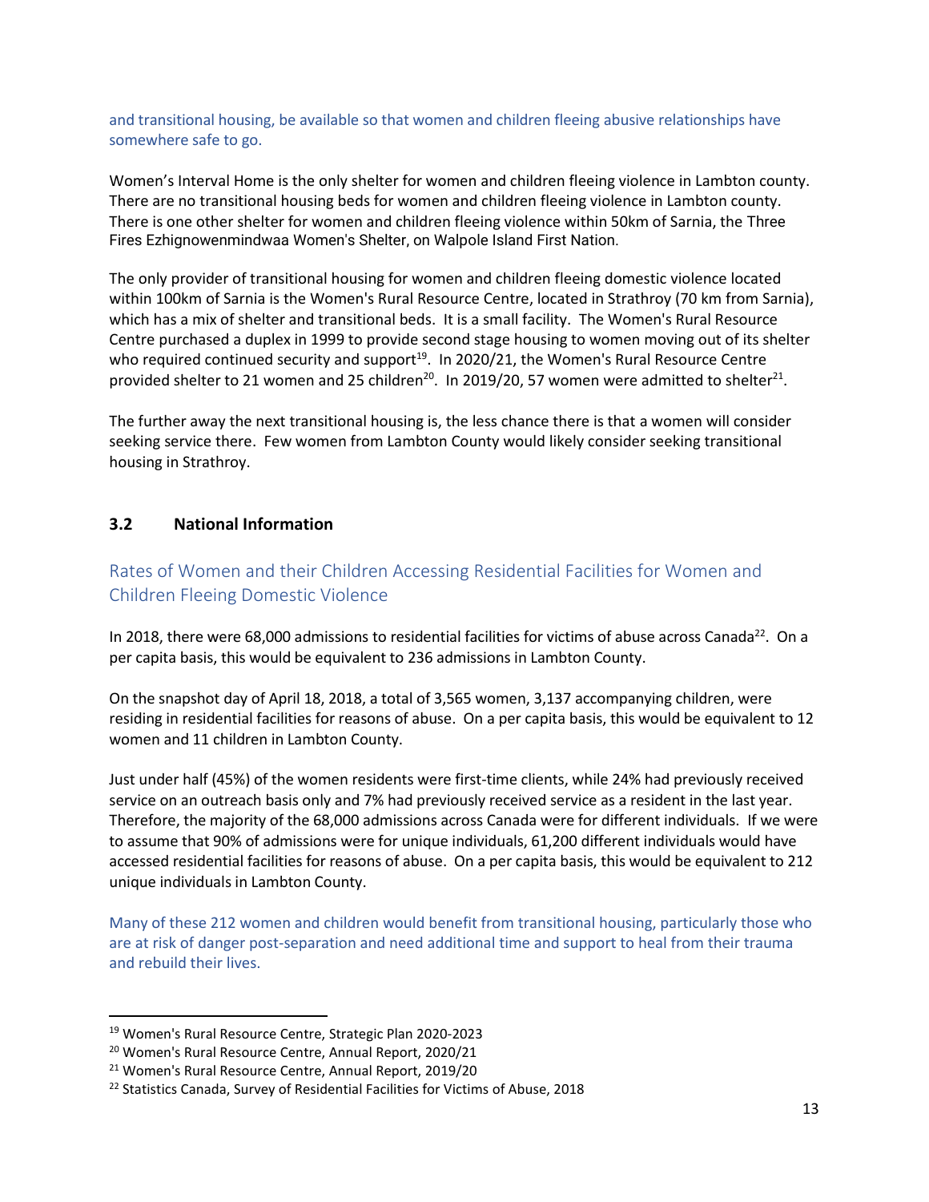and transitional housing, be available so that women and children fleeing abusive relationships have somewhere safe to go.

Women's Interval Home is the only shelter for women and children fleeing violence in Lambton county. There are no transitional housing beds for women and children fleeing violence in Lambton county. There is one other shelter for women and children fleeing violence within 50km of Sarnia, the Three Fires Ezhignowenmindwaa Women's Shelter, on Walpole Island First Nation.

The only provider of transitional housing for women and children fleeing domestic violence located within 100km of Sarnia is the Women's Rural Resource Centre, located in Strathroy (70 km from Sarnia), which has a mix of shelter and transitional beds. It is a small facility. The Women's Rural Resource Centre purchased a duplex in 1999 to provide second stage housing to women moving out of its shelter who required continued security and support[19]. In 2020/21, the Women's Rural Resource Centre provided shelter to 21 women and 25 children[20]. In 2019/20, 57 women were admitted to shelter[21].

The further away the next transitional housing is, the less chance there is that a women will consider seeking service there. Few women from Lambton County would likely consider seeking transitional housing in Strathroy.

## 3.2 National Information

### Rates of Women and their Children Accessing Residential Facilities for Women and Children Fleeing Domestic Violence

In 2018, there were 68,000 admissions to residential facilities for victims of abuse across Canada[22]. On a per capita basis, this would be equivalent to 236 admissions in Lambton County.

On the snapshot day of April 18, 2018, a total of 3,565 women, 3,137 accompanying children, were residing in residential facilities for reasons of abuse. On a per capita basis, this would be equivalent to 12 women and 11 children in Lambton County.

Just under half (45%) of the women residents were first-time clients, while 24% had previously received service on an outreach basis only and 7% had previously received service as a resident in the last year. Therefore, the majority of the 68,000 admissions across Canada were for different individuals. If we were to assume that 90% of admissions were for unique individuals, 61,200 different individuals would have accessed residential facilities for reasons of abuse. On a per capita basis, this would be equivalent to 212 unique individuals in Lambton County.

Many of these 212 women and children would benefit from transitional housing, particularly those who are at risk of danger post-separation and need additional time and support to heal from their trauma and rebuild their lives.

---

[19] Women's Rural Resource Centre, Strategic Plan 2020-2023

[20] Women's Rural Resource Centre, Annual Report, 2020/21

[21] Women's Rural Resource Centre, Annual Report, 2019/20

[22] Statistics Canada, Survey of Residential Facilities for Victims of Abuse, 2018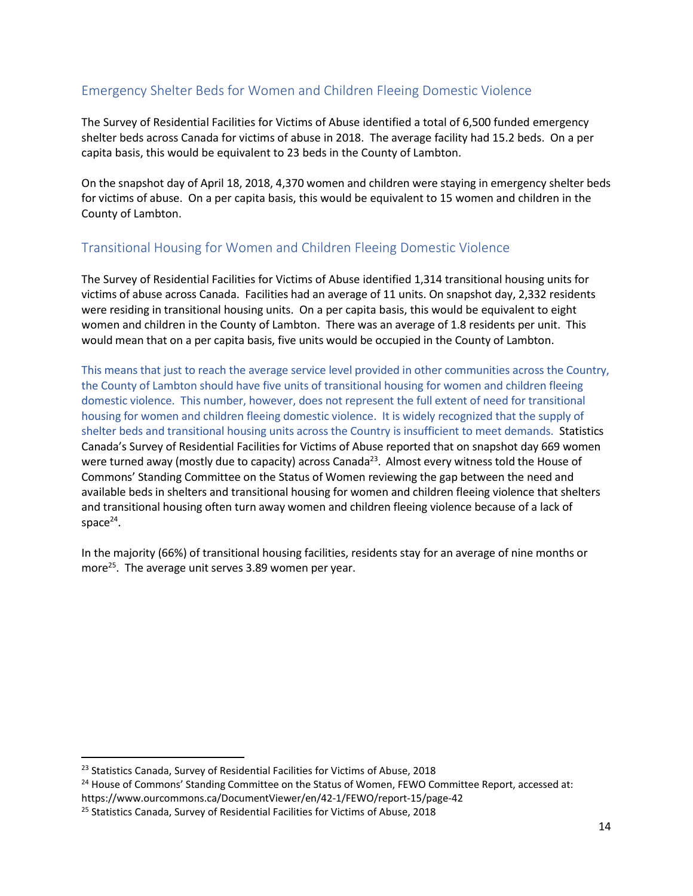## Emergency Shelter Beds for Women and Children Fleeing Domestic Violence

The Survey of Residential Facilities for Victims of Abuse identified a total of 6,500 funded emergency shelter beds across Canada for victims of abuse in 2018. The average facility had 15.2 beds. On a per capita basis, this would be equivalent to 23 beds in the County of Lambton.

On the snapshot day of April 18, 2018, 4,370 women and children were staying in emergency shelter beds for victims of abuse. On a per capita basis, this would be equivalent to 15 women and children in the County of Lambton.

## Transitional Housing for Women and Children Fleeing Domestic Violence

The Survey of Residential Facilities for Victims of Abuse identified 1,314 transitional housing units for victims of abuse across Canada. Facilities had an average of 11 units. On snapshot day, 2,332 residents were residing in transitional housing units. On a per capita basis, this would be equivalent to eight women and children in the County of Lambton. There was an average of 1.8 residents per unit. This would mean that on a per capita basis, five units would be occupied in the County of Lambton.

This means that just to reach the average service level provided in other communities across the Country, the County of Lambton should have five units of transitional housing for women and children fleeing domestic violence. This number, however, does not represent the full extent of need for transitional housing for women and children fleeing domestic violence. It is widely recognized that the supply of shelter beds and transitional housing units across the Country is insufficient to meet demands. Statistics Canada's Survey of Residential Facilities for Victims of Abuse reported that on snapshot day 669 women were turned away (mostly due to capacity) across Canada[23]. Almost every witness told the House of Commons' Standing Committee on the Status of Women reviewing the gap between the need and available beds in shelters and transitional housing for women and children fleeing violence that shelters and transitional housing often turn away women and children fleeing violence because of a lack of space[24].

In the majority (66%) of transitional housing facilities, residents stay for an average of nine months or more[25]. The average unit serves 3.89 women per year.

---

[23] Statistics Canada, Survey of Residential Facilities for Victims of Abuse, 2018

[24] House of Commons' Standing Committee on the Status of Women, FEWO Committee Report, accessed at: https://www.ourcommons.ca/DocumentViewer/en/42-1/FEWO/report-15/page-42

[25] Statistics Canada, Survey of Residential Facilities for Victims of Abuse, 2018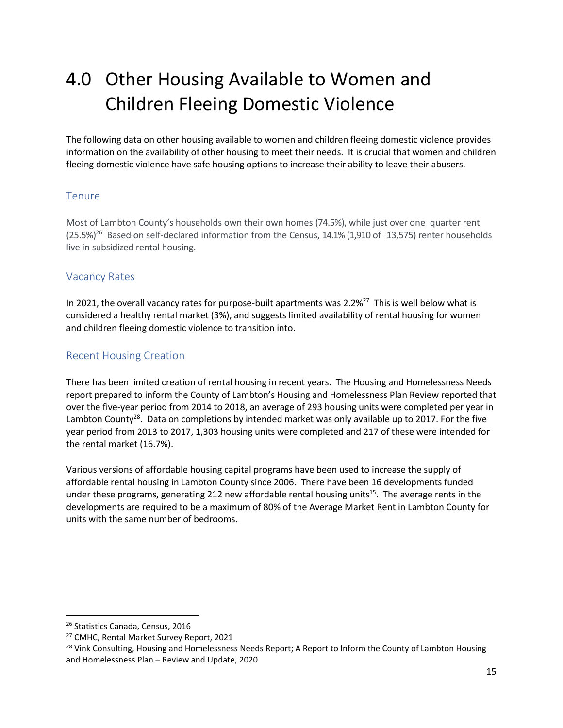# 4.0 Other Housing Available to Women and Children Fleeing Domestic Violence

The following data on other housing available to women and children fleeing domestic violence provides information on the availability of other housing to meet their needs. It is crucial that women and children fleeing domestic violence have safe housing options to increase their ability to leave their abusers.

## Tenure

Most of Lambton County's households own their own homes (74.5%), while just over one quarter rent (25.5%)[26] Based on self-declared information from the Census, 14.1% (1,910 of 13,575) renter households live in subsidized rental housing.

## Vacancy Rates

In 2021, the overall vacancy rates for purpose-built apartments was 2.2%[27] This is well below what is considered a healthy rental market (3%), and suggests limited availability of rental housing for women and children fleeing domestic violence to transition into.

## Recent Housing Creation

There has been limited creation of rental housing in recent years. The Housing and Homelessness Needs report prepared to inform the County of Lambton's Housing and Homelessness Plan Review reported that over the five-year period from 2014 to 2018, an average of 293 housing units were completed per year in Lambton County[28]. Data on completions by intended market was only available up to 2017. For the five year period from 2013 to 2017, 1,303 housing units were completed and 217 of these were intended for the rental market (16.7%).

Various versions of affordable housing capital programs have been used to increase the supply of affordable rental housing in Lambton County since 2006. There have been 16 developments funded under these programs, generating 212 new affordable rental housing units[15]. The average rents in the developments are required to be a maximum of 80% of the Average Market Rent in Lambton County for units with the same number of bedrooms.

---

[26] Statistics Canada, Census, 2016

[27] CMHC, Rental Market Survey Report, 2021

[28] Vink Consulting, Housing and Homelessness Needs Report; A Report to Inform the County of Lambton Housing and Homelessness Plan – Review and Update, 2020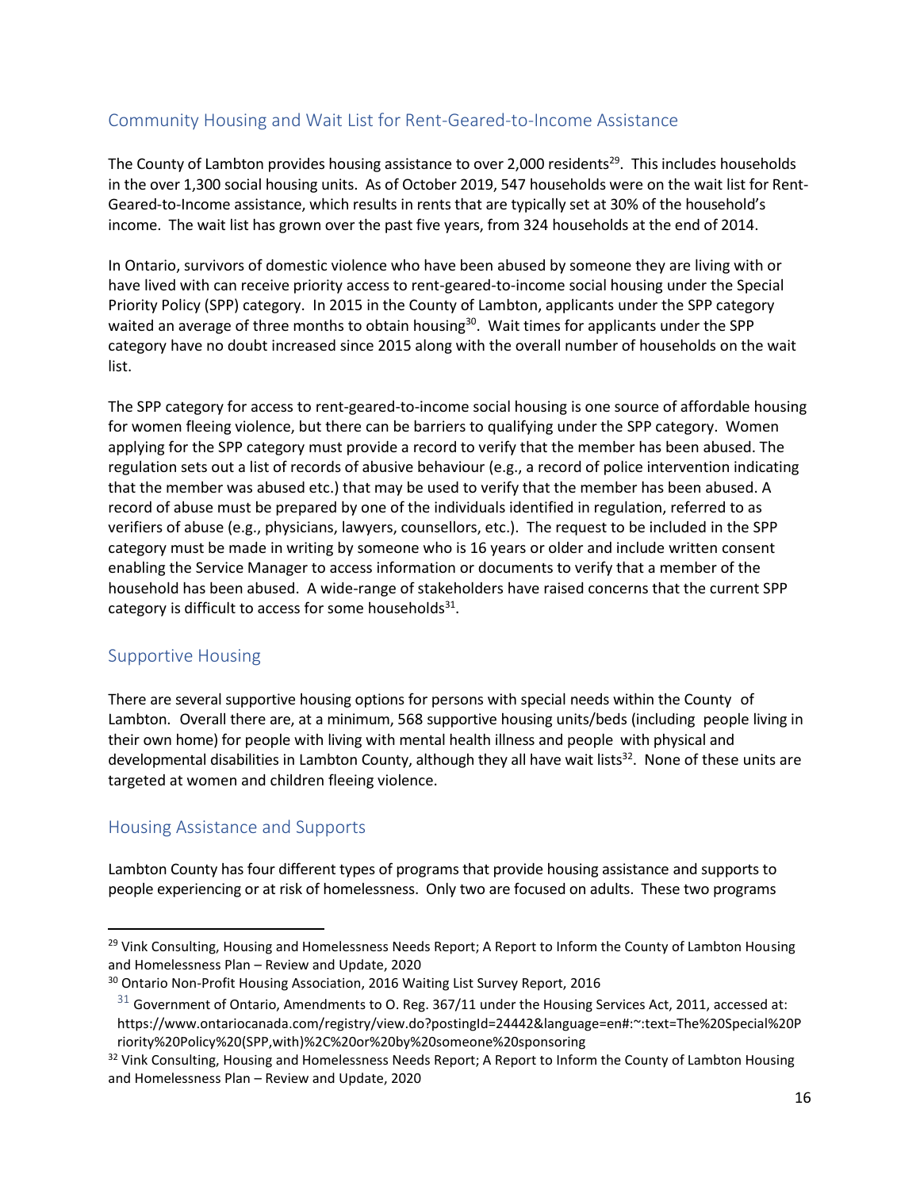## Community Housing and Wait List for Rent-Geared-to-Income Assistance

The County of Lambton provides housing assistance to over 2,000 residents[29]. This includes households in the over 1,300 social housing units. As of October 2019, 547 households were on the wait list for Rent-Geared-to-Income assistance, which results in rents that are typically set at 30% of the household's income. The wait list has grown over the past five years, from 324 households at the end of 2014.

In Ontario, survivors of domestic violence who have been abused by someone they are living with or have lived with can receive priority access to rent-geared-to-income social housing under the Special Priority Policy (SPP) category. In 2015 in the County of Lambton, applicants under the SPP category waited an average of three months to obtain housing[30]. Wait times for applicants under the SPP category have no doubt increased since 2015 along with the overall number of households on the wait list.

The SPP category for access to rent-geared-to-income social housing is one source of affordable housing for women fleeing violence, but there can be barriers to qualifying under the SPP category. Women applying for the SPP category must provide a record to verify that the member has been abused. The regulation sets out a list of records of abusive behaviour (e.g., a record of police intervention indicating that the member was abused etc.) that may be used to verify that the member has been abused. A record of abuse must be prepared by one of the individuals identified in regulation, referred to as verifiers of abuse (e.g., physicians, lawyers, counsellors, etc.). The request to be included in the SPP category must be made in writing by someone who is 16 years or older and include written consent enabling the Service Manager to access information or documents to verify that a member of the household has been abused. A wide-range of stakeholders have raised concerns that the current SPP category is difficult to access for some households[31].

## Supportive Housing

There are several supportive housing options for persons with special needs within the County of Lambton. Overall there are, at a minimum, 568 supportive housing units/beds (including people living in their own home) for people with living with mental health illness and people with physical and developmental disabilities in Lambton County, although they all have wait lists[32]. None of these units are targeted at women and children fleeing violence.

## Housing Assistance and Supports

Lambton County has four different types of programs that provide housing assistance and supports to people experiencing or at risk of homelessness. Only two are focused on adults. These two programs

---

[29] Vink Consulting, Housing and Homelessness Needs Report; A Report to Inform the County of Lambton Housing and Homelessness Plan – Review and Update, 2020

[30] Ontario Non-Profit Housing Association, 2016 Waiting List Survey Report, 2016

[31] Government of Ontario, Amendments to O. Reg. 367/11 under the Housing Services Act, 2011, accessed at: https://www.ontariocanada.com/registry/view.do?postingId=24442&language=en#:~:text=The%20Special%20Priority%20Policy%20(SPP,with)%2C%20or%20by%20someone%20sponsoring

[32] Vink Consulting, Housing and Homelessness Needs Report; A Report to Inform the County of Lambton Housing and Homelessness Plan – Review and Update, 2020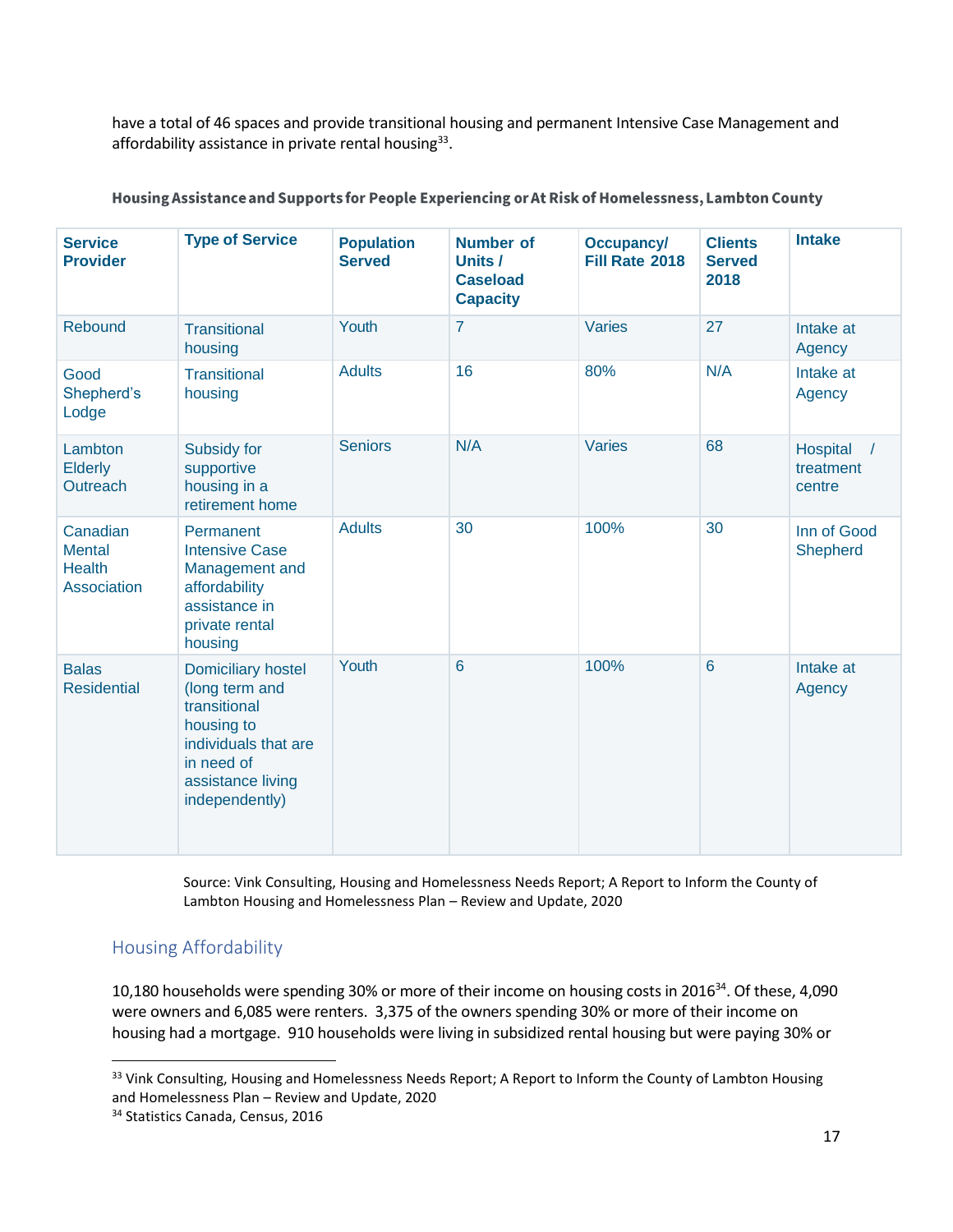have a total of 46 spaces and provide transitional housing and permanent Intensive Case Management and affordability assistance in private rental housing[33].

**Housing Assistance and Supports for People Experiencing or At Risk of Homelessness, Lambton County**

| Service Provider | Type of Service | Population Served | Number of Units / Caseload Capacity | Occupancy/ Fill Rate 2018 | Clients Served 2018 | Intake |
|---|---|---|---|---|---|---|
| Rebound | Transitional housing | Youth | 7 | Varies | 27 | Intake at Agency |
| Good Shepherd's Lodge | Transitional housing | Adults | 16 | 80% | N/A | Intake at Agency |
| Lambton Elderly Outreach | Subsidy for supportive housing in a retirement home | Seniors | N/A | Varies | 68 | Hospital / treatment centre |
| Canadian Mental Health Association | Permanent Intensive Case Management and affordability assistance in private rental housing | Adults | 30 | 100% | 30 | Inn of Good Shepherd |
| Balas Residential | Domiciliary hostel (long term and transitional housing to individuals that are in need of assistance living independently) | Youth | 6 | 100% | 6 | Intake at Agency |

Source: Vink Consulting, Housing and Homelessness Needs Report; A Report to Inform the County of Lambton Housing and Homelessness Plan – Review and Update, 2020

## Housing Affordability

10,180 households were spending 30% or more of their income on housing costs in 2016[34]. Of these, 4,090 were owners and 6,085 were renters. 3,375 of the owners spending 30% or more of their income on housing had a mortgage. 910 households were living in subsidized rental housing but were paying 30% or

[33] Vink Consulting, Housing and Homelessness Needs Report; A Report to Inform the County of Lambton Housing and Homelessness Plan – Review and Update, 2020

[34] Statistics Canada, Census, 2016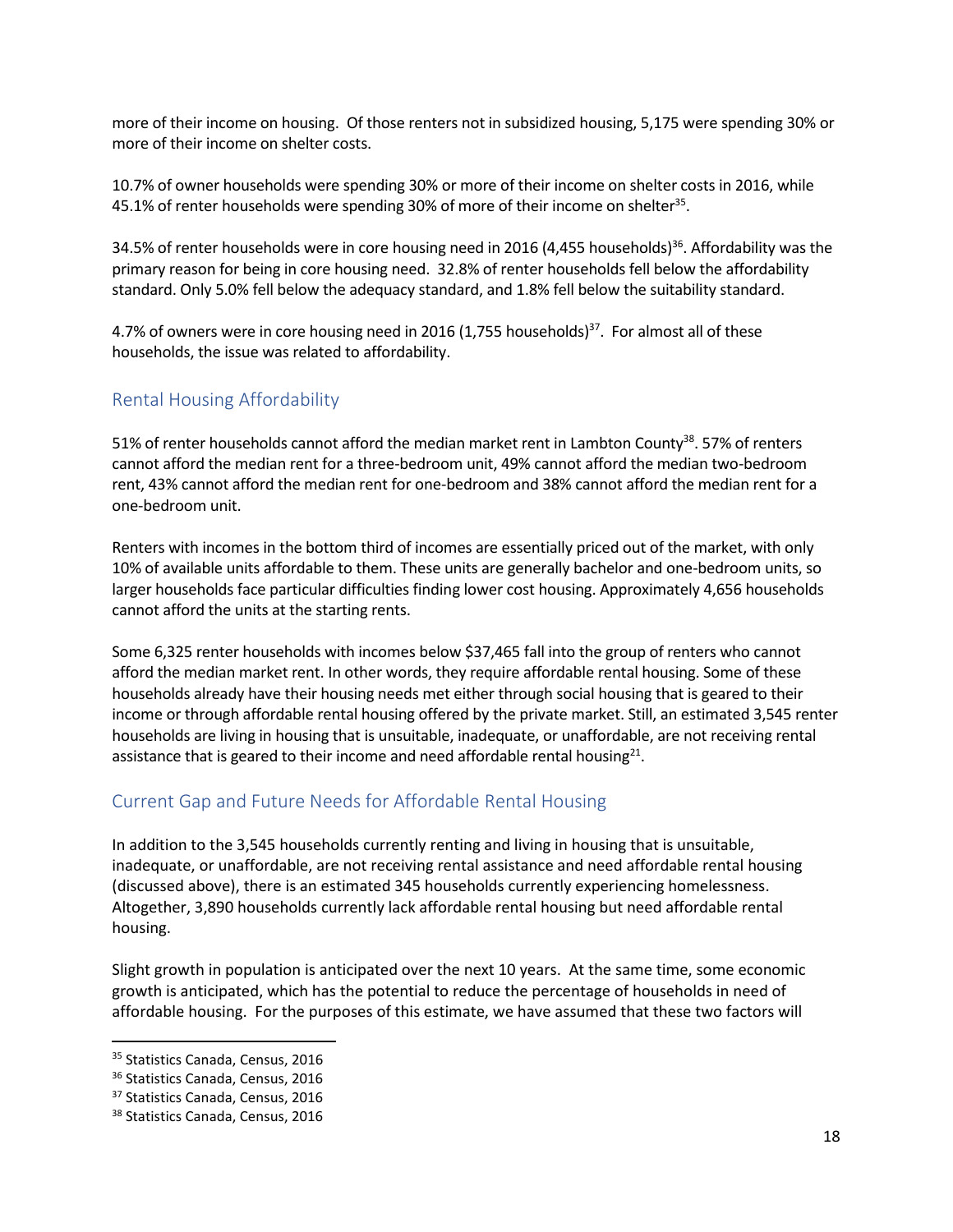more of their income on housing. Of those renters not in subsidized housing, 5,175 were spending 30% or more of their income on shelter costs.

10.7% of owner households were spending 30% or more of their income on shelter costs in 2016, while 45.1% of renter households were spending 30% of more of their income on shelter[35].

34.5% of renter households were in core housing need in 2016 (4,455 households)[36]. Affordability was the primary reason for being in core housing need. 32.8% of renter households fell below the affordability standard. Only 5.0% fell below the adequacy standard, and 1.8% fell below the suitability standard.

4.7% of owners were in core housing need in 2016 (1,755 households)[37]. For almost all of these households, the issue was related to affordability.

## Rental Housing Affordability

51% of renter households cannot afford the median market rent in Lambton County[38]. 57% of renters cannot afford the median rent for a three-bedroom unit, 49% cannot afford the median two-bedroom rent, 43% cannot afford the median rent for one-bedroom and 38% cannot afford the median rent for a one-bedroom unit.

Renters with incomes in the bottom third of incomes are essentially priced out of the market, with only 10% of available units affordable to them. These units are generally bachelor and one-bedroom units, so larger households face particular difficulties finding lower cost housing. Approximately 4,656 households cannot afford the units at the starting rents.

Some 6,325 renter households with incomes below $37,465 fall into the group of renters who cannot afford the median market rent. In other words, they require affordable rental housing. Some of these households already have their housing needs met either through social housing that is geared to their income or through affordable rental housing offered by the private market. Still, an estimated 3,545 renter households are living in housing that is unsuitable, inadequate, or unaffordable, are not receiving rental assistance that is geared to their income and need affordable rental housing[21].

## Current Gap and Future Needs for Affordable Rental Housing

In addition to the 3,545 households currently renting and living in housing that is unsuitable, inadequate, or unaffordable, are not receiving rental assistance and need affordable rental housing (discussed above), there is an estimated 345 households currently experiencing homelessness. Altogether, 3,890 households currently lack affordable rental housing but need affordable rental housing.

Slight growth in population is anticipated over the next 10 years. At the same time, some economic growth is anticipated, which has the potential to reduce the percentage of households in need of affordable housing. For the purposes of this estimate, we have assumed that these two factors will

---

[35] Statistics Canada, Census, 2016

[36] Statistics Canada, Census, 2016

[37] Statistics Canada, Census, 2016

[38] Statistics Canada, Census, 2016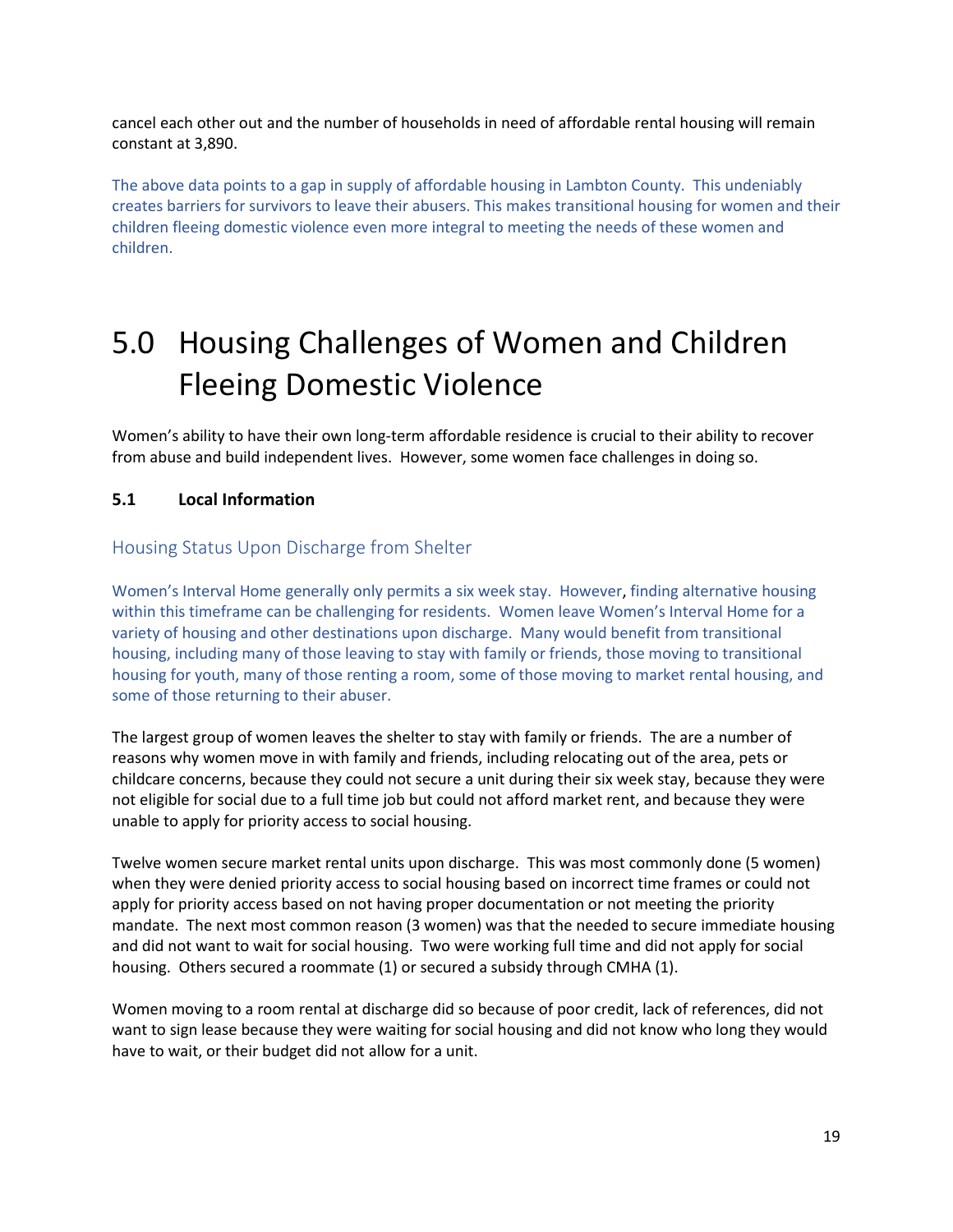cancel each other out and the number of households in need of affordable rental housing will remain constant at 3,890.

The above data points to a gap in supply of affordable housing in Lambton County. This undeniably creates barriers for survivors to leave their abusers. This makes transitional housing for women and their children fleeing domestic violence even more integral to meeting the needs of these women and children.

# 5.0 Housing Challenges of Women and Children Fleeing Domestic Violence

Women's ability to have their own long-term affordable residence is crucial to their ability to recover from abuse and build independent lives. However, some women face challenges in doing so.

## 5.1 Local Information

### Housing Status Upon Discharge from Shelter

Women's Interval Home generally only permits a six week stay. However, finding alternative housing within this timeframe can be challenging for residents. Women leave Women's Interval Home for a variety of housing and other destinations upon discharge. Many would benefit from transitional housing, including many of those leaving to stay with family or friends, those moving to transitional housing for youth, many of those renting a room, some of those moving to market rental housing, and some of those returning to their abuser.

The largest group of women leaves the shelter to stay with family or friends. The are a number of reasons why women move in with family and friends, including relocating out of the area, pets or childcare concerns, because they could not secure a unit during their six week stay, because they were not eligible for social due to a full time job but could not afford market rent, and because they were unable to apply for priority access to social housing.

Twelve women secure market rental units upon discharge. This was most commonly done (5 women) when they were denied priority access to social housing based on incorrect time frames or could not apply for priority access based on not having proper documentation or not meeting the priority mandate. The next most common reason (3 women) was that the needed to secure immediate housing and did not want to wait for social housing. Two were working full time and did not apply for social housing. Others secured a roommate (1) or secured a subsidy through CMHA (1).

Women moving to a room rental at discharge did so because of poor credit, lack of references, did not want to sign lease because they were waiting for social housing and did not know who long they would have to wait, or their budget did not allow for a unit.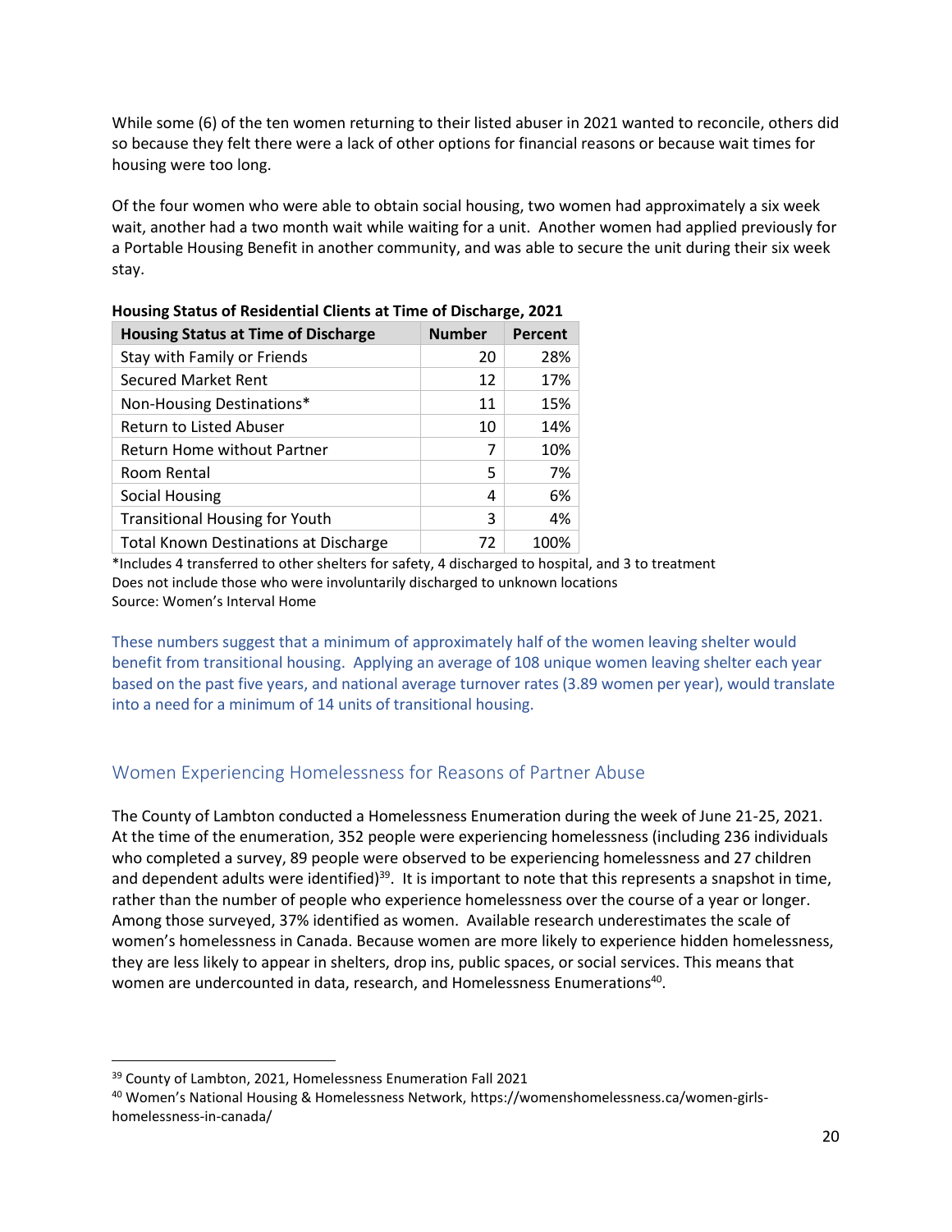While some (6) of the ten women returning to their listed abuser in 2021 wanted to reconcile, others did so because they felt there were a lack of other options for financial reasons or because wait times for housing were too long.

Of the four women who were able to obtain social housing, two women had approximately a six week wait, another had a two month wait while waiting for a unit. Another women had applied previously for a Portable Housing Benefit in another community, and was able to secure the unit during their six week stay.

**Housing Status of Residential Clients at Time of Discharge, 2021**

| Housing Status at Time of Discharge | Number | Percent |
|---|---|---|
| Stay with Family or Friends | 20 | 28% |
| Secured Market Rent | 12 | 17% |
| Non-Housing Destinations* | 11 | 15% |
| Return to Listed Abuser | 10 | 14% |
| Return Home without Partner | 7 | 10% |
| Room Rental | 5 | 7% |
| Social Housing | 4 | 6% |
| Transitional Housing for Youth | 3 | 4% |
| Total Known Destinations at Discharge | 72 | 100% |

*Includes 4 transferred to other shelters for safety, 4 discharged to hospital, and 3 to treatment
Does not include those who were involuntarily discharged to unknown locations
Source: Women's Interval Home

These numbers suggest that a minimum of approximately half of the women leaving shelter would benefit from transitional housing. Applying an average of 108 unique women leaving shelter each year based on the past five years, and national average turnover rates (3.89 women per year), would translate into a need for a minimum of 14 units of transitional housing.

## Women Experiencing Homelessness for Reasons of Partner Abuse

The County of Lambton conducted a Homelessness Enumeration during the week of June 21-25, 2021. At the time of the enumeration, 352 people were experiencing homelessness (including 236 individuals who completed a survey, 89 people were observed to be experiencing homelessness and 27 children and dependent adults were identified)[39]. It is important to note that this represents a snapshot in time, rather than the number of people who experience homelessness over the course of a year or longer. Among those surveyed, 37% identified as women. Available research underestimates the scale of women's homelessness in Canada. Because women are more likely to experience hidden homelessness, they are less likely to appear in shelters, drop ins, public spaces, or social services. This means that women are undercounted in data, research, and Homelessness Enumerations[40].

---

[39] County of Lambton, 2021, Homelessness Enumeration Fall 2021

[40] Women's National Housing & Homelessness Network, https://womenshomelessness.ca/women-girls-homelessness-in-canada/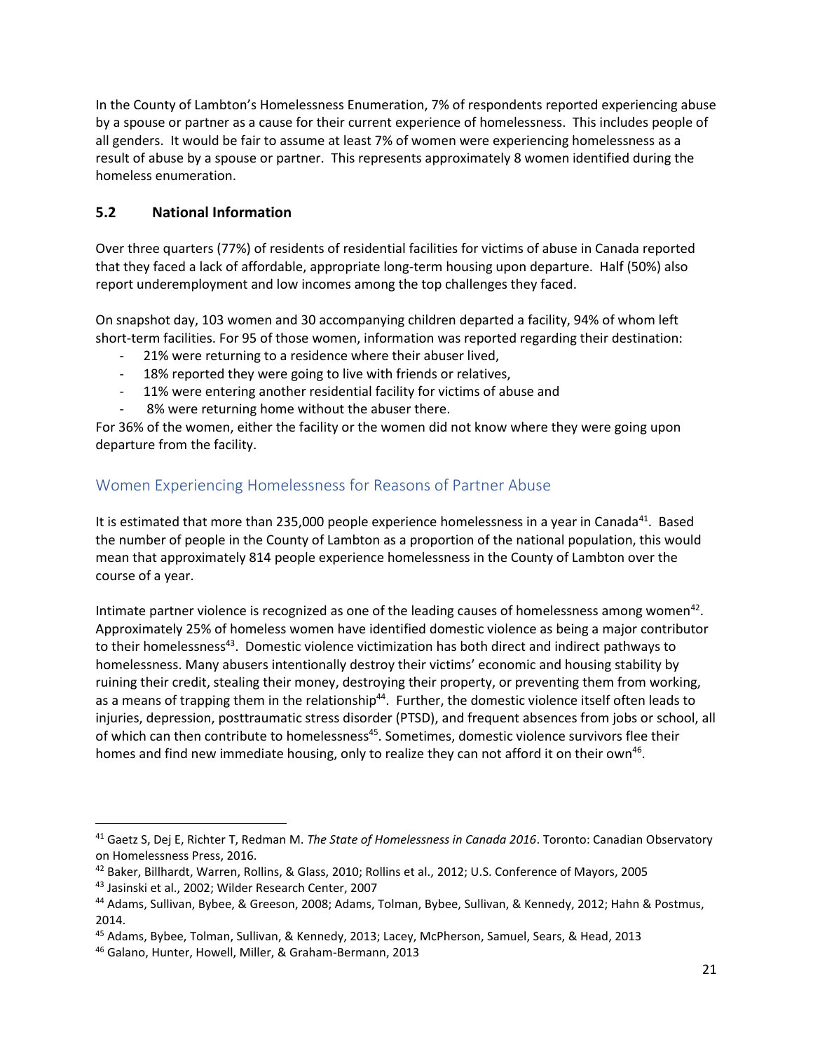In the County of Lambton's Homelessness Enumeration, 7% of respondents reported experiencing abuse by a spouse or partner as a cause for their current experience of homelessness. This includes people of all genders. It would be fair to assume at least 7% of women were experiencing homelessness as a result of abuse by a spouse or partner. This represents approximately 8 women identified during the homeless enumeration.

## 5.2 National Information

Over three quarters (77%) of residents of residential facilities for victims of abuse in Canada reported that they faced a lack of affordable, appropriate long-term housing upon departure. Half (50%) also report underemployment and low incomes among the top challenges they faced.

On snapshot day, 103 women and 30 accompanying children departed a facility, 94% of whom left short-term facilities. For 95 of those women, information was reported regarding their destination:

- 21% were returning to a residence where their abuser lived,
- 18% reported they were going to live with friends or relatives,
- 11% were entering another residential facility for victims of abuse and
- 8% were returning home without the abuser there.

For 36% of the women, either the facility or the women did not know where they were going upon departure from the facility.

### Women Experiencing Homelessness for Reasons of Partner Abuse

It is estimated that more than 235,000 people experience homelessness in a year in Canada[41]. Based the number of people in the County of Lambton as a proportion of the national population, this would mean that approximately 814 people experience homelessness in the County of Lambton over the course of a year.

Intimate partner violence is recognized as one of the leading causes of homelessness among women[42]. Approximately 25% of homeless women have identified domestic violence as being a major contributor to their homelessness[43]. Domestic violence victimization has both direct and indirect pathways to homelessness. Many abusers intentionally destroy their victims' economic and housing stability by ruining their credit, stealing their money, destroying their property, or preventing them from working, as a means of trapping them in the relationship[44]. Further, the domestic violence itself often leads to injuries, depression, posttraumatic stress disorder (PTSD), and frequent absences from jobs or school, all of which can then contribute to homelessness[45]. Sometimes, domestic violence survivors flee their homes and find new immediate housing, only to realize they can not afford it on their own[46].

---

[41] Gaetz S, Dej E, Richter T, Redman M. *The State of Homelessness in Canada 2016*. Toronto: Canadian Observatory on Homelessness Press, 2016.

[42] Baker, Billhardt, Warren, Rollins, & Glass, 2010; Rollins et al., 2012; U.S. Conference of Mayors, 2005

[43] Jasinski et al., 2002; Wilder Research Center, 2007

[44] Adams, Sullivan, Bybee, & Greeson, 2008; Adams, Tolman, Bybee, Sullivan, & Kennedy, 2012; Hahn & Postmus, 2014.

[45] Adams, Bybee, Tolman, Sullivan, & Kennedy, 2013; Lacey, McPherson, Samuel, Sears, & Head, 2013

[46] Galano, Hunter, Howell, Miller, & Graham-Bermann, 2013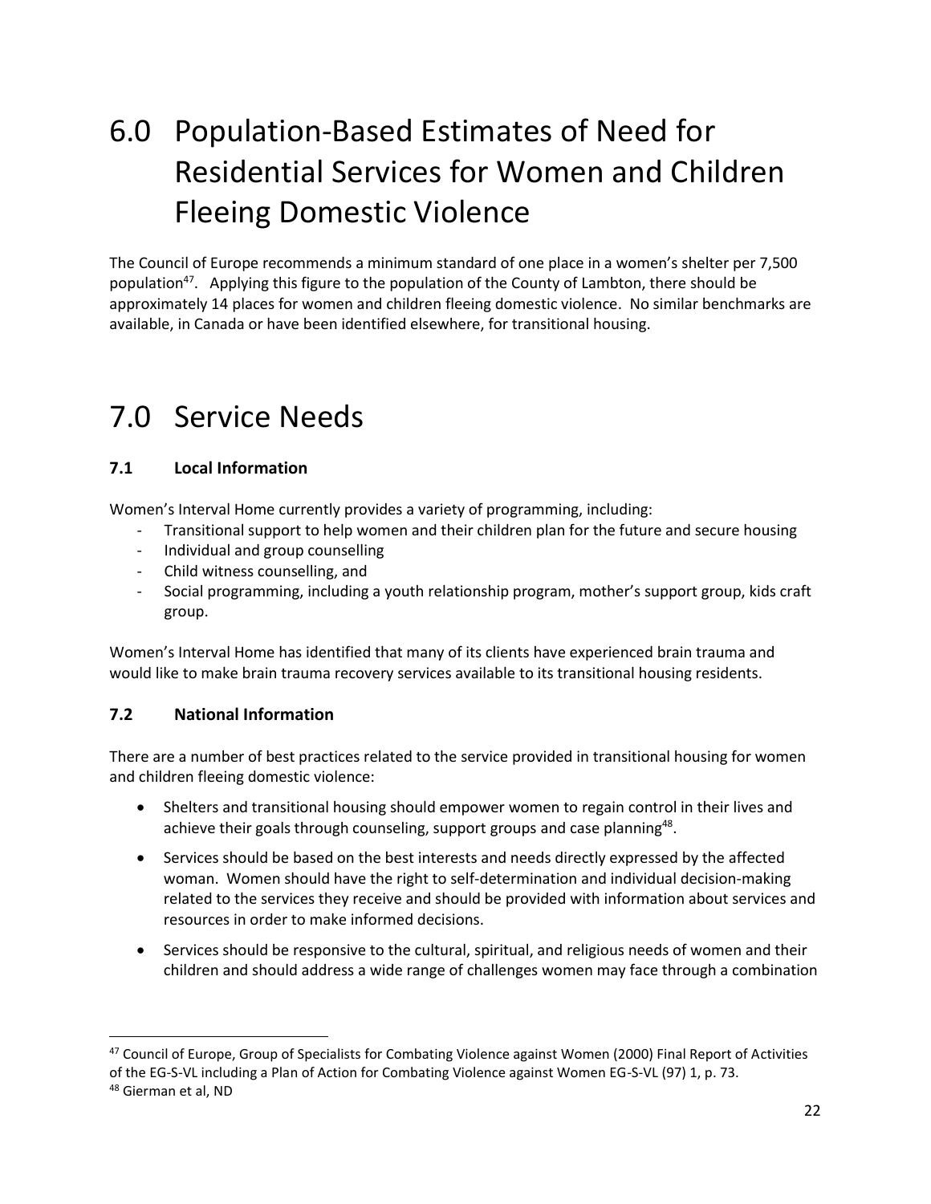# 6.0 Population-Based Estimates of Need for Residential Services for Women and Children Fleeing Domestic Violence

The Council of Europe recommends a minimum standard of one place in a women's shelter per 7,500 population[47]. Applying this figure to the population of the County of Lambton, there should be approximately 14 places for women and children fleeing domestic violence. No similar benchmarks are available, in Canada or have been identified elsewhere, for transitional housing.

# 7.0 Service Needs

### 7.1 Local Information

Women's Interval Home currently provides a variety of programming, including:

- Transitional support to help women and their children plan for the future and secure housing
- Individual and group counselling
- Child witness counselling, and
- Social programming, including a youth relationship program, mother's support group, kids craft group.

Women's Interval Home has identified that many of its clients have experienced brain trauma and would like to make brain trauma recovery services available to its transitional housing residents.

### 7.2 National Information

There are a number of best practices related to the service provided in transitional housing for women and children fleeing domestic violence:

- Shelters and transitional housing should empower women to regain control in their lives and achieve their goals through counseling, support groups and case planning[48].
- Services should be based on the best interests and needs directly expressed by the affected woman. Women should have the right to self-determination and individual decision-making related to the services they receive and should be provided with information about services and resources in order to make informed decisions.
- Services should be responsive to the cultural, spiritual, and religious needs of women and their children and should address a wide range of challenges women may face through a combination

[47] Council of Europe, Group of Specialists for Combating Violence against Women (2000) Final Report of Activities of the EG-S-VL including a Plan of Action for Combating Violence against Women EG-S-VL (97) 1, p. 73.

[48] Gierman et al, ND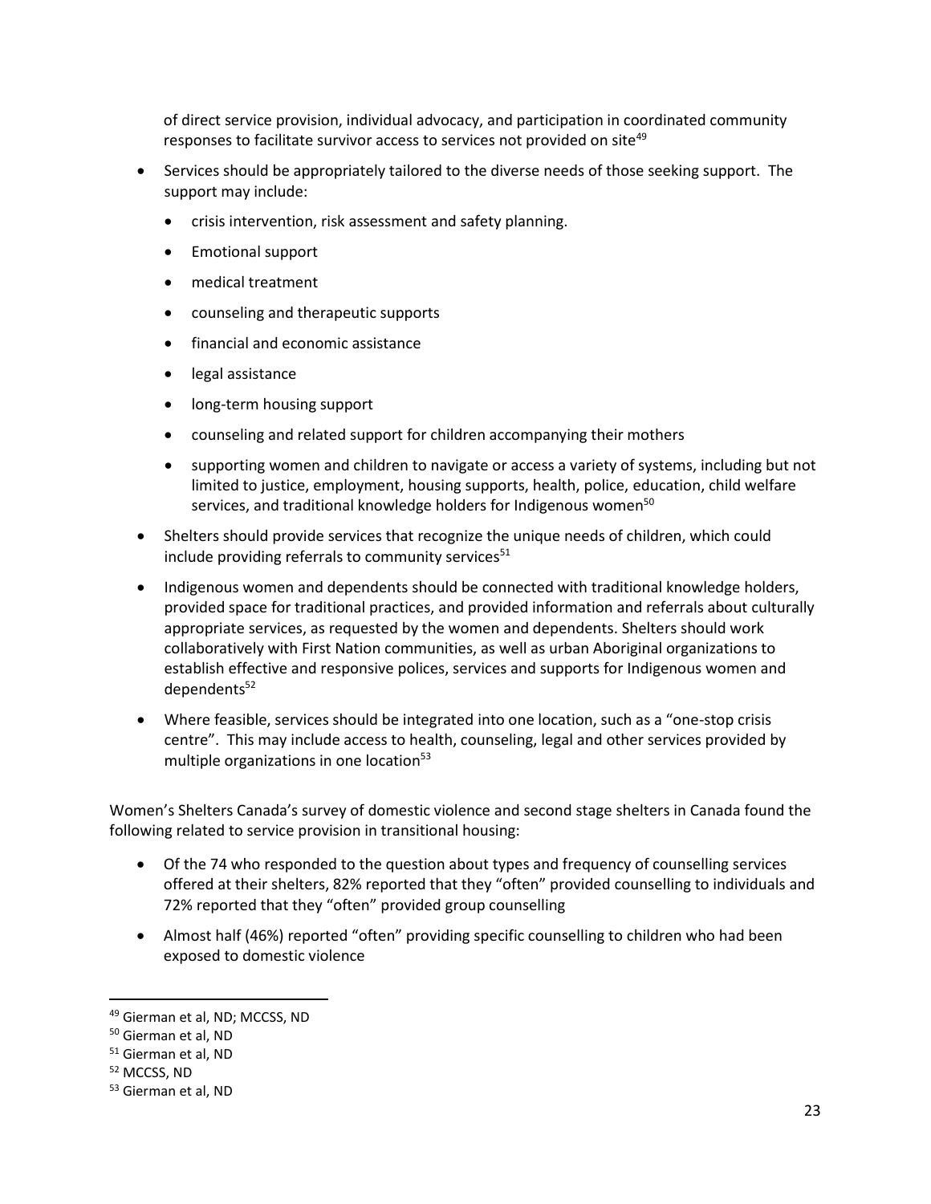of direct service provision, individual advocacy, and participation in coordinated community responses to facilitate survivor access to services not provided on site[49]

- Services should be appropriately tailored to the diverse needs of those seeking support. The support may include:
  - crisis intervention, risk assessment and safety planning.
  - Emotional support
  - medical treatment
  - counseling and therapeutic supports
  - financial and economic assistance
  - legal assistance
  - long-term housing support
  - counseling and related support for children accompanying their mothers
  - supporting women and children to navigate or access a variety of systems, including but not limited to justice, employment, housing supports, health, police, education, child welfare services, and traditional knowledge holders for Indigenous women[50]
- Shelters should provide services that recognize the unique needs of children, which could include providing referrals to community services[51]
- Indigenous women and dependents should be connected with traditional knowledge holders, provided space for traditional practices, and provided information and referrals about culturally appropriate services, as requested by the women and dependents. Shelters should work collaboratively with First Nation communities, as well as urban Aboriginal organizations to establish effective and responsive polices, services and supports for Indigenous women and dependents[52]
- Where feasible, services should be integrated into one location, such as a "one-stop crisis centre". This may include access to health, counseling, legal and other services provided by multiple organizations in one location[53]

Women's Shelters Canada's survey of domestic violence and second stage shelters in Canada found the following related to service provision in transitional housing:

- Of the 74 who responded to the question about types and frequency of counselling services offered at their shelters, 82% reported that they "often" provided counselling to individuals and 72% reported that they "often" provided group counselling
- Almost half (46%) reported "often" providing specific counselling to children who had been exposed to domestic violence

---

[49] Gierman et al, ND; MCCSS, ND
[50] Gierman et al, ND
[51] Gierman et al, ND
[52] MCCSS, ND
[53] Gierman et al, ND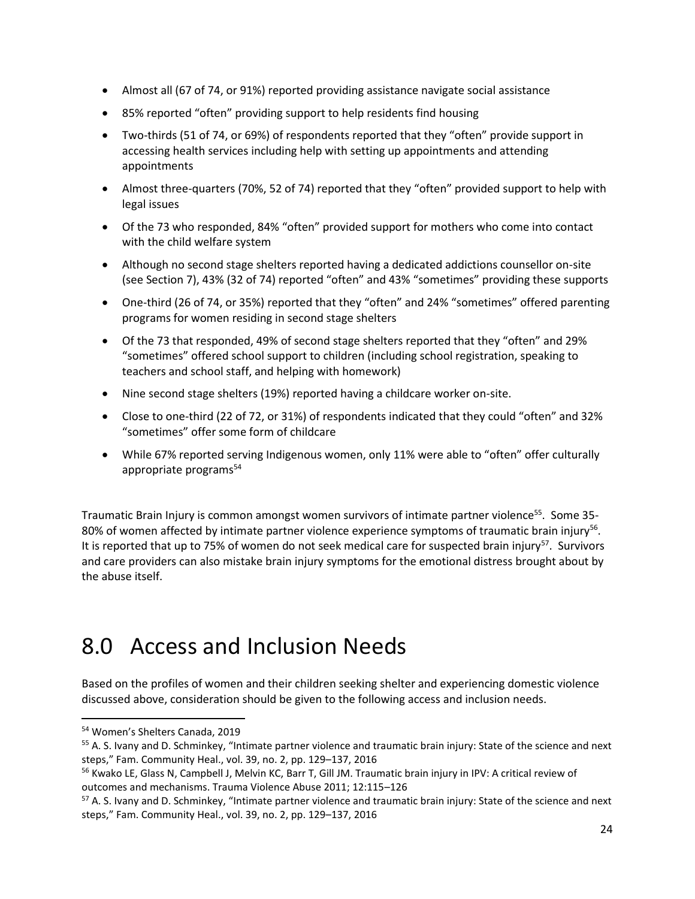- Almost all (67 of 74, or 91%) reported providing assistance navigate social assistance
- 85% reported "often" providing support to help residents find housing
- Two-thirds (51 of 74, or 69%) of respondents reported that they "often" provide support in accessing health services including help with setting up appointments and attending appointments
- Almost three-quarters (70%, 52 of 74) reported that they "often" provided support to help with legal issues
- Of the 73 who responded, 84% "often" provided support for mothers who come into contact with the child welfare system
- Although no second stage shelters reported having a dedicated addictions counsellor on-site (see Section 7), 43% (32 of 74) reported "often" and 43% "sometimes" providing these supports
- One-third (26 of 74, or 35%) reported that they "often" and 24% "sometimes" offered parenting programs for women residing in second stage shelters
- Of the 73 that responded, 49% of second stage shelters reported that they "often" and 29% "sometimes" offered school support to children (including school registration, speaking to teachers and school staff, and helping with homework)
- Nine second stage shelters (19%) reported having a childcare worker on-site.
- Close to one-third (22 of 72, or 31%) of respondents indicated that they could "often" and 32% "sometimes" offer some form of childcare
- While 67% reported serving Indigenous women, only 11% were able to "often" offer culturally appropriate programs[54]

Traumatic Brain Injury is common amongst women survivors of intimate partner violence[55]. Some 35-80% of women affected by intimate partner violence experience symptoms of traumatic brain injury[56]. It is reported that up to 75% of women do not seek medical care for suspected brain injury[57]. Survivors and care providers can also mistake brain injury symptoms for the emotional distress brought about by the abuse itself.

# 8.0 Access and Inclusion Needs

Based on the profiles of women and their children seeking shelter and experiencing domestic violence discussed above, consideration should be given to the following access and inclusion needs.

---

[54] Women's Shelters Canada, 2019

[55] A. S. Ivany and D. Schminkey, "Intimate partner violence and traumatic brain injury: State of the science and next steps," Fam. Community Heal., vol. 39, no. 2, pp. 129–137, 2016

[56] Kwako LE, Glass N, Campbell J, Melvin KC, Barr T, Gill JM. Traumatic brain injury in IPV: A critical review of outcomes and mechanisms. Trauma Violence Abuse 2011; 12:115–126

[57] A. S. Ivany and D. Schminkey, "Intimate partner violence and traumatic brain injury: State of the science and next steps," Fam. Community Heal., vol. 39, no. 2, pp. 129–137, 2016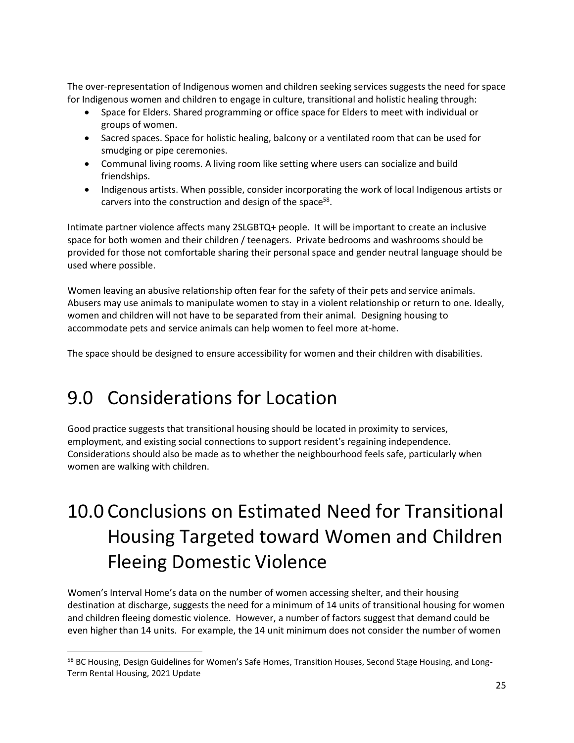The over-representation of Indigenous women and children seeking services suggests the need for space for Indigenous women and children to engage in culture, transitional and holistic healing through:

- Space for Elders. Shared programming or office space for Elders to meet with individual or groups of women.
- Sacred spaces. Space for holistic healing, balcony or a ventilated room that can be used for smudging or pipe ceremonies.
- Communal living rooms. A living room like setting where users can socialize and build friendships.
- Indigenous artists. When possible, consider incorporating the work of local Indigenous artists or carvers into the construction and design of the space[58].

Intimate partner violence affects many 2SLGBTQ+ people. It will be important to create an inclusive space for both women and their children / teenagers. Private bedrooms and washrooms should be provided for those not comfortable sharing their personal space and gender neutral language should be used where possible.

Women leaving an abusive relationship often fear for the safety of their pets and service animals. Abusers may use animals to manipulate women to stay in a violent relationship or return to one. Ideally, women and children will not have to be separated from their animal. Designing housing to accommodate pets and service animals can help women to feel more at-home.

The space should be designed to ensure accessibility for women and their children with disabilities.

# 9.0 Considerations for Location

Good practice suggests that transitional housing should be located in proximity to services, employment, and existing social connections to support resident's regaining independence. Considerations should also be made as to whether the neighbourhood feels safe, particularly when women are walking with children.

# 10.0 Conclusions on Estimated Need for Transitional Housing Targeted toward Women and Children Fleeing Domestic Violence

Women's Interval Home's data on the number of women accessing shelter, and their housing destination at discharge, suggests the need for a minimum of 14 units of transitional housing for women and children fleeing domestic violence. However, a number of factors suggest that demand could be even higher than 14 units. For example, the 14 unit minimum does not consider the number of women

[58] BC Housing, Design Guidelines for Women's Safe Homes, Transition Houses, Second Stage Housing, and Long-Term Rental Housing, 2021 Update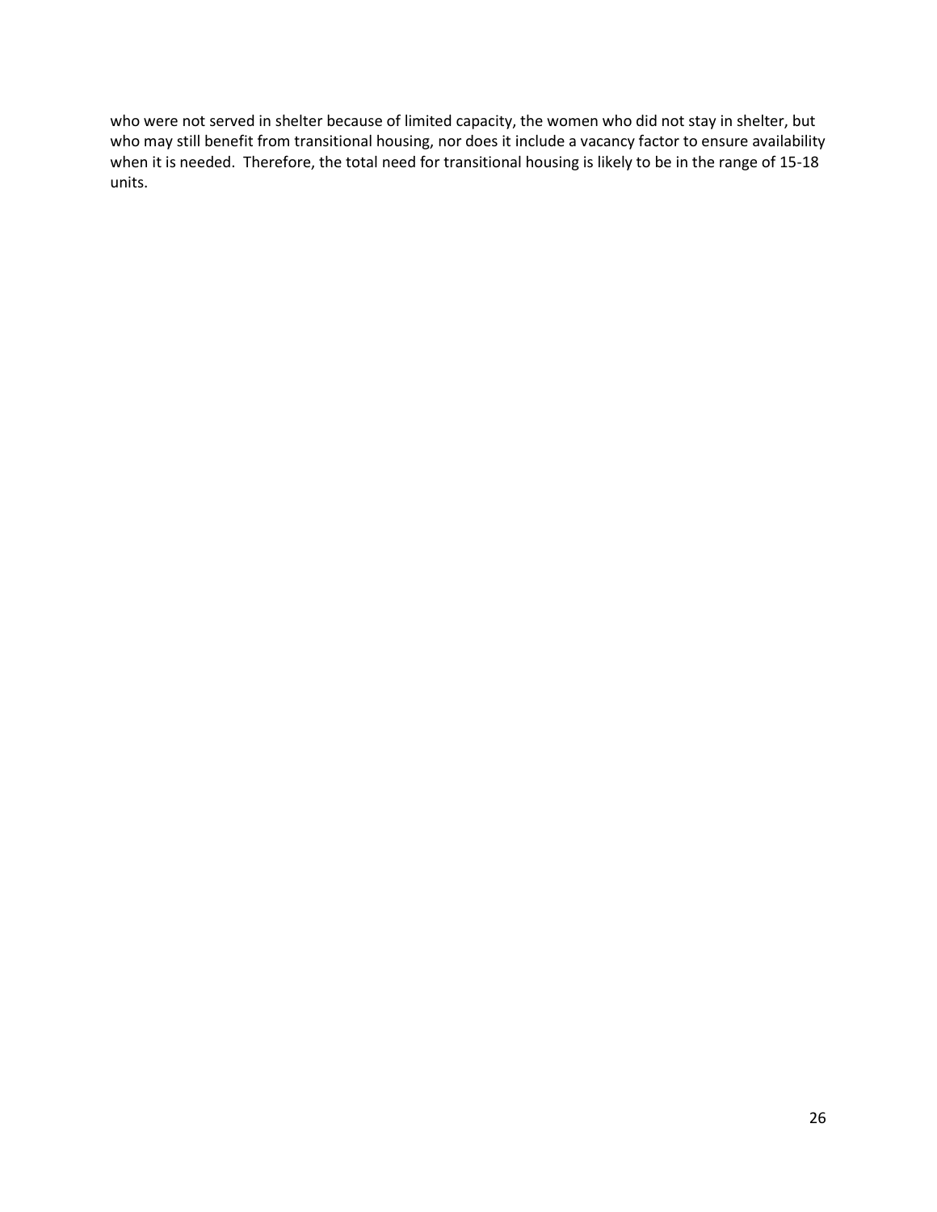who were not served in shelter because of limited capacity, the women who did not stay in shelter, but who may still benefit from transitional housing, nor does it include a vacancy factor to ensure availability when it is needed. Therefore, the total need for transitional housing is likely to be in the range of 15-18 units.